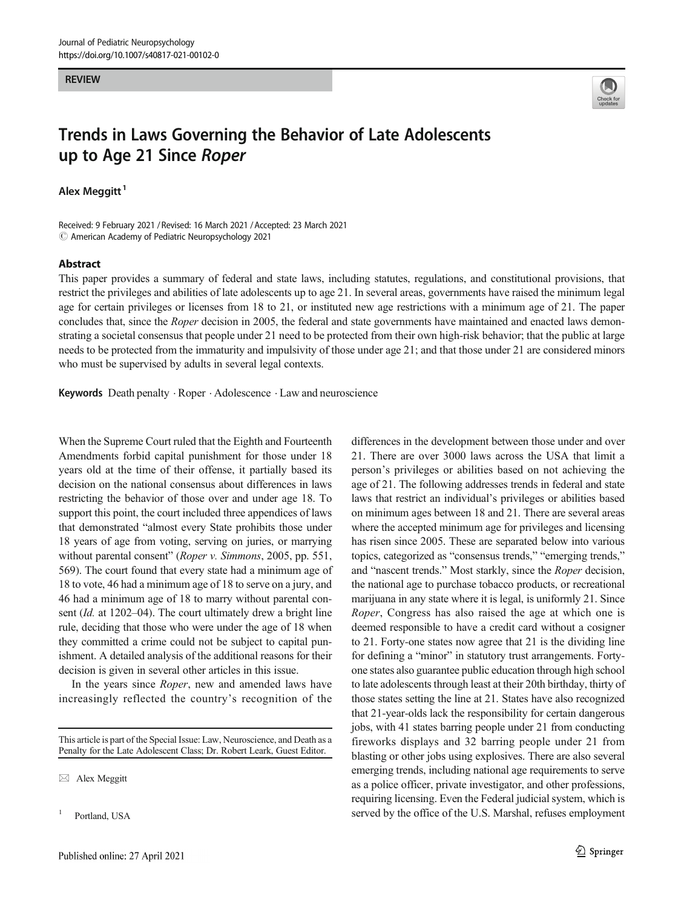REVIEW

# Trends in Laws Governing the Behavior of Late Adolescents up to Age 21 Since *Roper*

**Alex Meggitt**[1]

Received: 9 February 2021 / Revised: 16 March 2021 / Accepted: 23 March 2021
© American Academy of Pediatric Neuropsychology 2021

## Abstract

This paper provides a summary of federal and state laws, including statutes, regulations, and constitutional provisions, that restrict the privileges and abilities of late adolescents up to age 21. In several areas, governments have raised the minimum legal age for certain privileges or licenses from 18 to 21, or instituted new age restrictions with a minimum age of 21. The paper concludes that, since the *Roper* decision in 2005, the federal and state governments have maintained and enacted laws demonstrating a societal consensus that people under 21 need to be protected from their own high-risk behavior; that the public at large needs to be protected from the immaturity and impulsivity of those under age 21; and that those under 21 are considered minors who must be supervised by adults in several legal contexts.

**Keywords** Death penalty · Roper · Adolescence · Law and neuroscience

When the Supreme Court ruled that the Eighth and Fourteenth Amendments forbid capital punishment for those under 18 years old at the time of their offense, it partially based its decision on the national consensus about differences in laws restricting the behavior of those over and under age 18. To support this point, the court included three appendices of laws that demonstrated "almost every State prohibits those under 18 years of age from voting, serving on juries, or marrying without parental consent" (*Roper v. Simmons*, 2005, pp. 551, 569). The court found that every state had a minimum age of 18 to vote, 46 had a minimum age of 18 to serve on a jury, and 46 had a minimum age of 18 to marry without parental consent (*Id.* at 1202–04). The court ultimately drew a bright line rule, deciding that those who were under the age of 18 when they committed a crime could not be subject to capital punishment. A detailed analysis of the additional reasons for their decision is given in several other articles in this issue.

In the years since *Roper*, new and amended laws have increasingly reflected the country's recognition of the differences in the development between those under and over 21. There are over 3000 laws across the USA that limit a person's privileges or abilities based on not achieving the age of 21. The following addresses trends in federal and state laws that restrict an individual's privileges or abilities based on minimum ages between 18 and 21. There are several areas where the accepted minimum age for privileges and licensing has risen since 2005. These are separated below into various topics, categorized as "consensus trends," "emerging trends," and "nascent trends." Most starkly, since the *Roper* decision, the national age to purchase tobacco products, or recreational marijuana in any state where it is legal, is uniformly 21. Since *Roper*, Congress has also raised the age at which one is deemed responsible to have a credit card without a cosigner to 21. Forty-one states now agree that 21 is the dividing line for defining a "minor" in statutory trust arrangements. Forty-one states also guarantee public education through high school to late adolescents through least at their 20th birthday, thirty of those states setting the line at 21. States have also recognized that 21-year-olds lack the responsibility for certain dangerous jobs, with 41 states barring people under 21 from conducting fireworks displays and 32 barring people under 21 from blasting or other jobs using explosives. There are also several emerging trends, including national age requirements to serve as a police officer, private investigator, and other professions, requiring licensing. Even the Federal judicial system, which is served by the office of the U.S. Marshal, refuses employment

This article is part of the Special Issue: Law, Neuroscience, and Death as a Penalty for the Late Adolescent Class; Dr. Robert Leark, Guest Editor.

✉ Alex Meggitt

[1] Portland, USA

Published online: 27 April 2021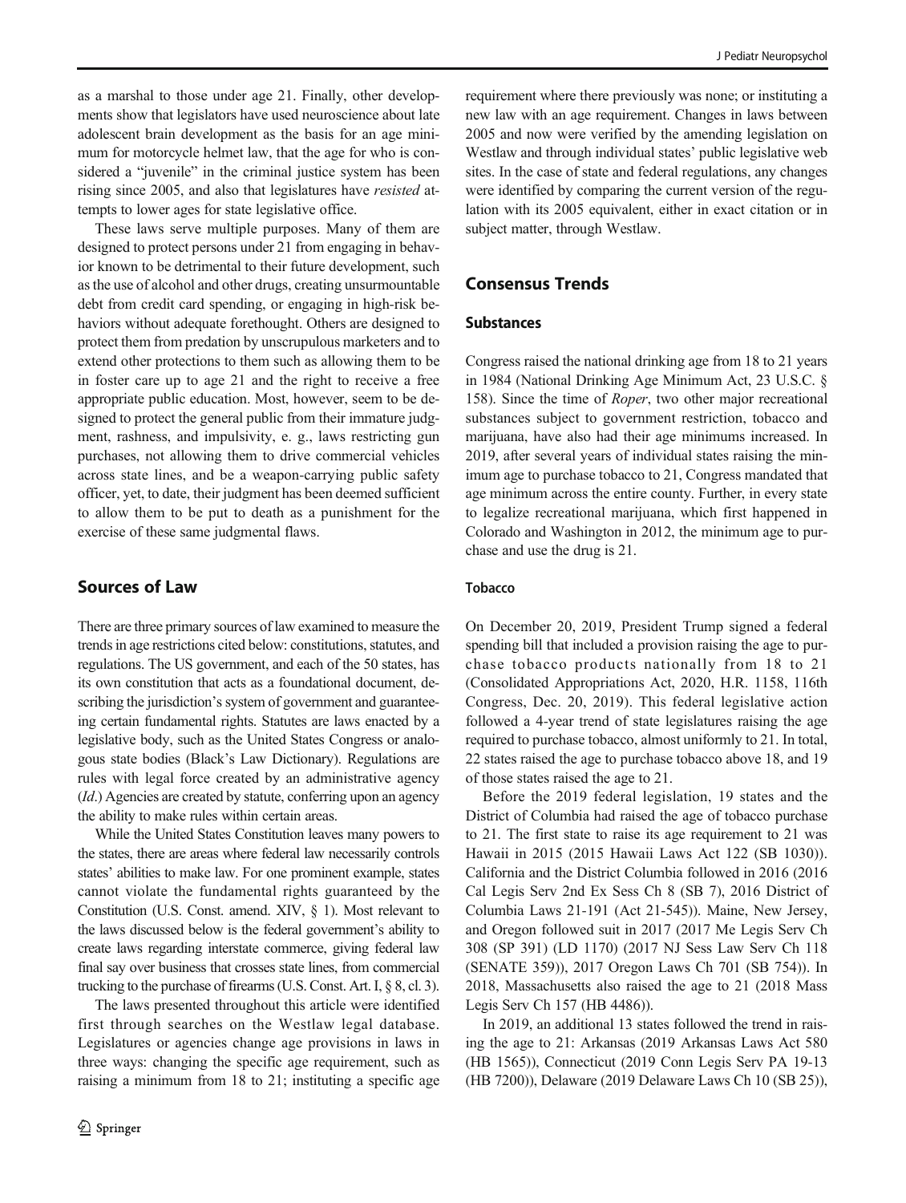as a marshal to those under age 21. Finally, other developments show that legislators have used neuroscience about late adolescent brain development as the basis for an age minimum for motorcycle helmet law, that the age for who is considered a "juvenile" in the criminal justice system has been rising since 2005, and also that legislatures have *resisted* attempts to lower ages for state legislative office.

These laws serve multiple purposes. Many of them are designed to protect persons under 21 from engaging in behavior known to be detrimental to their future development, such as the use of alcohol and other drugs, creating unsurmountable debt from credit card spending, or engaging in high-risk behaviors without adequate forethought. Others are designed to protect them from predation by unscrupulous marketers and to extend other protections to them such as allowing them to be in foster care up to age 21 and the right to receive a free appropriate public education. Most, however, seem to be designed to protect the general public from their immature judgment, rashness, and impulsivity, e. g., laws restricting gun purchases, not allowing them to drive commercial vehicles across state lines, and be a weapon-carrying public safety officer, yet, to date, their judgment has been deemed sufficient to allow them to be put to death as a punishment for the exercise of these same judgmental flaws.

## Sources of Law

There are three primary sources of law examined to measure the trends in age restrictions cited below: constitutions, statutes, and regulations. The US government, and each of the 50 states, has its own constitution that acts as a foundational document, describing the jurisdiction's system of government and guaranteeing certain fundamental rights. Statutes are laws enacted by a legislative body, such as the United States Congress or analogous state bodies (Black's Law Dictionary). Regulations are rules with legal force created by an administrative agency (*Id.*) Agencies are created by statute, conferring upon an agency the ability to make rules within certain areas.

While the United States Constitution leaves many powers to the states, there are areas where federal law necessarily controls states' abilities to make law. For one prominent example, states cannot violate the fundamental rights guaranteed by the Constitution (U.S. Const. amend. XIV, § 1). Most relevant to the laws discussed below is the federal government's ability to create laws regarding interstate commerce, giving federal law final say over business that crosses state lines, from commercial trucking to the purchase of firearms (U.S. Const. Art. I, § 8, cl. 3).

The laws presented throughout this article were identified first through searches on the Westlaw legal database. Legislatures or agencies change age provisions in laws in three ways: changing the specific age requirement, such as raising a minimum from 18 to 21; instituting a specific age requirement where there previously was none; or instituting a new law with an age requirement. Changes in laws between 2005 and now were verified by the amending legislation on Westlaw and through individual states' public legislative web sites. In the case of state and federal regulations, any changes were identified by comparing the current version of the regulation with its 2005 equivalent, either in exact citation or in subject matter, through Westlaw.

## Consensus Trends

### Substances

Congress raised the national drinking age from 18 to 21 years in 1984 (National Drinking Age Minimum Act, 23 U.S.C. § 158). Since the time of *Roper*, two other major recreational substances subject to government restriction, tobacco and marijuana, have also had their age minimums increased. In 2019, after several years of individual states raising the minimum age to purchase tobacco to 21, Congress mandated that age minimum across the entire county. Further, in every state to legalize recreational marijuana, which first happened in Colorado and Washington in 2012, the minimum age to purchase and use the drug is 21.

#### Tobacco

On December 20, 2019, President Trump signed a federal spending bill that included a provision raising the age to purchase tobacco products nationally from 18 to 21 (Consolidated Appropriations Act, 2020, H.R. 1158, 116th Congress, Dec. 20, 2019). This federal legislative action followed a 4-year trend of state legislatures raising the age required to purchase tobacco, almost uniformly to 21. In total, 22 states raised the age to purchase tobacco above 18, and 19 of those states raised the age to 21.

Before the 2019 federal legislation, 19 states and the District of Columbia had raised the age of tobacco purchase to 21. The first state to raise its age requirement to 21 was Hawaii in 2015 (2015 Hawaii Laws Act 122 (SB 1030)). California and the District Columbia followed in 2016 (2016 Cal Legis Serv 2nd Ex Sess Ch 8 (SB 7), 2016 District of Columbia Laws 21-191 (Act 21-545)). Maine, New Jersey, and Oregon followed suit in 2017 (2017 Me Legis Serv Ch 308 (SP 391) (LD 1170) (2017 NJ Sess Law Serv Ch 118 (SENATE 359)), 2017 Oregon Laws Ch 701 (SB 754)). In 2018, Massachusetts also raised the age to 21 (2018 Mass Legis Serv Ch 157 (HB 4486)).

In 2019, an additional 13 states followed the trend in raising the age to 21: Arkansas (2019 Arkansas Laws Act 580 (HB 1565)), Connecticut (2019 Conn Legis Serv PA 19-13 (HB 7200)), Delaware (2019 Delaware Laws Ch 10 (SB 25)),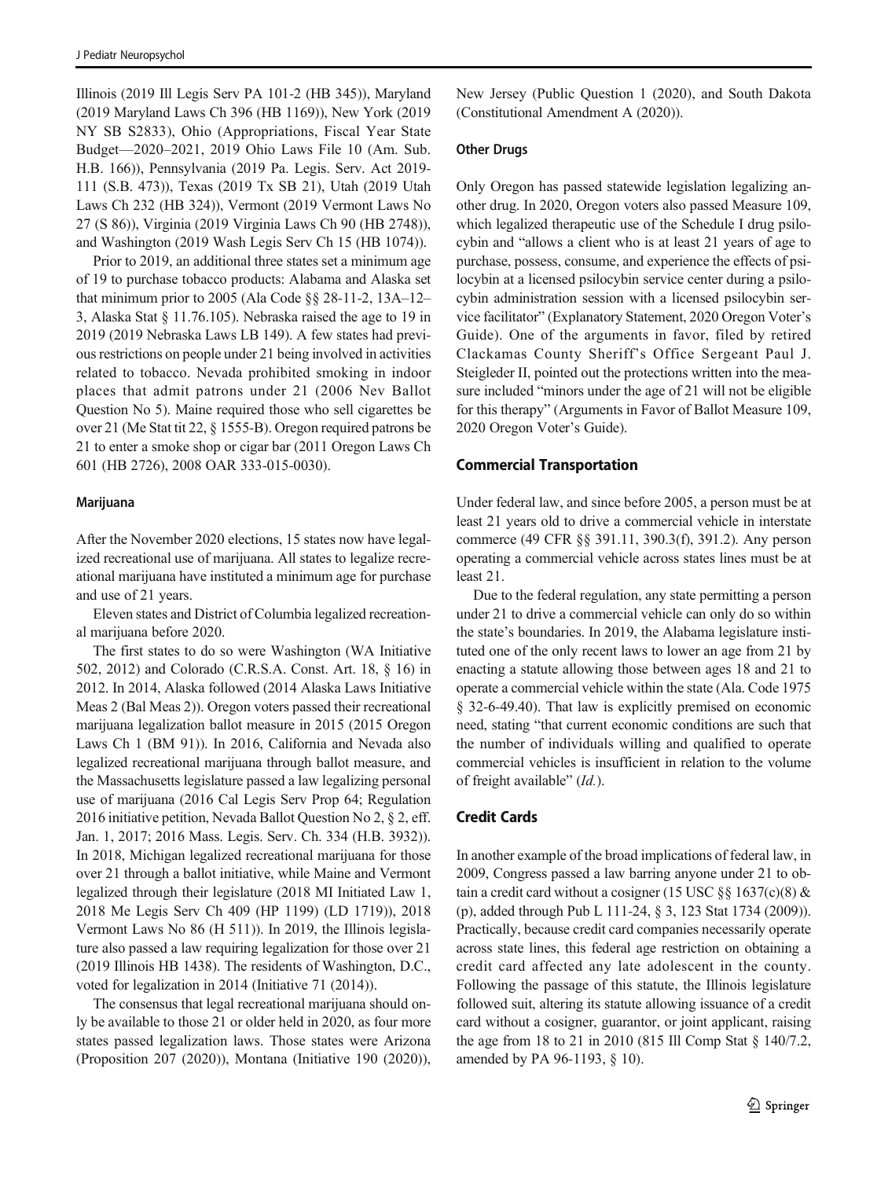Illinois (2019 Ill Legis Serv PA 101-2 (HB 345)), Maryland (2019 Maryland Laws Ch 396 (HB 1169)), New York (2019 NY SB S2833), Ohio (Appropriations, Fiscal Year State Budget—2020–2021, 2019 Ohio Laws File 10 (Am. Sub. H.B. 166)), Pennsylvania (2019 Pa. Legis. Serv. Act 2019-111 (S.B. 473)), Texas (2019 Tx SB 21), Utah (2019 Utah Laws Ch 232 (HB 324)), Vermont (2019 Vermont Laws No 27 (S 86)), Virginia (2019 Virginia Laws Ch 90 (HB 2748)), and Washington (2019 Wash Legis Serv Ch 15 (HB 1074)).

Prior to 2019, an additional three states set a minimum age of 19 to purchase tobacco products: Alabama and Alaska set that minimum prior to 2005 (Ala Code §§ 28-11-2, 13A–12–3, Alaska Stat § 11.76.105). Nebraska raised the age to 19 in 2019 (2019 Nebraska Laws LB 149). A few states had previous restrictions on people under 21 being involved in activities related to tobacco. Nevada prohibited smoking in indoor places that admit patrons under 21 (2006 Nev Ballot Question No 5). Maine required those who sell cigarettes be over 21 (Me Stat tit 22, § 1555-B). Oregon required patrons be 21 to enter a smoke shop or cigar bar (2011 Oregon Laws Ch 601 (HB 2726), 2008 OAR 333-015-0030).

#### Marijuana

After the November 2020 elections, 15 states now have legalized recreational use of marijuana. All states to legalize recreational marijuana have instituted a minimum age for purchase and use of 21 years.

Eleven states and District of Columbia legalized recreational marijuana before 2020.

The first states to do so were Washington (WA Initiative 502, 2012) and Colorado (C.R.S.A. Const. Art. 18, § 16) in 2012. In 2014, Alaska followed (2014 Alaska Laws Initiative Meas 2 (Bal Meas 2)). Oregon voters passed their recreational marijuana legalization ballot measure in 2015 (2015 Oregon Laws Ch 1 (BM 91)). In 2016, California and Nevada also legalized recreational marijuana through ballot measure, and the Massachusetts legislature passed a law legalizing personal use of marijuana (2016 Cal Legis Serv Prop 64; Regulation 2016 initiative petition, Nevada Ballot Question No 2, § 2, eff. Jan. 1, 2017; 2016 Mass. Legis. Serv. Ch. 334 (H.B. 3932)). In 2018, Michigan legalized recreational marijuana for those over 21 through a ballot initiative, while Maine and Vermont legalized through their legislature (2018 MI Initiated Law 1, 2018 Me Legis Serv Ch 409 (HP 1199) (LD 1719)), 2018 Vermont Laws No 86 (H 511)). In 2019, the Illinois legislature also passed a law requiring legalization for those over 21 (2019 Illinois HB 1438). The residents of Washington, D.C., voted for legalization in 2014 (Initiative 71 (2014)).

The consensus that legal recreational marijuana should only be available to those 21 or older held in 2020, as four more states passed legalization laws. Those states were Arizona (Proposition 207 (2020)), Montana (Initiative 190 (2020)), New Jersey (Public Question 1 (2020), and South Dakota (Constitutional Amendment A (2020)).

#### Other Drugs

Only Oregon has passed statewide legislation legalizing another drug. In 2020, Oregon voters also passed Measure 109, which legalized therapeutic use of the Schedule I drug psilocybin and "allows a client who is at least 21 years of age to purchase, possess, consume, and experience the effects of psilocybin at a licensed psilocybin service center during a psilocybin administration session with a licensed psilocybin service facilitator" (Explanatory Statement, 2020 Oregon Voter's Guide). One of the arguments in favor, filed by retired Clackamas County Sheriff's Office Sergeant Paul J. Steigleder II, pointed out the protections written into the measure included "minors under the age of 21 will not be eligible for this therapy" (Arguments in Favor of Ballot Measure 109, 2020 Oregon Voter's Guide).

### Commercial Transportation

Under federal law, and since before 2005, a person must be at least 21 years old to drive a commercial vehicle in interstate commerce (49 CFR §§ 391.11, 390.3(f), 391.2). Any person operating a commercial vehicle across states lines must be at least 21.

Due to the federal regulation, any state permitting a person under 21 to drive a commercial vehicle can only do so within the state's boundaries. In 2019, the Alabama legislature instituted one of the only recent laws to lower an age from 21 by enacting a statute allowing those between ages 18 and 21 to operate a commercial vehicle within the state (Ala. Code 1975 § 32-6-49.40). That law is explicitly premised on economic need, stating "that current economic conditions are such that the number of individuals willing and qualified to operate commercial vehicles is insufficient in relation to the volume of freight available" (*Id.*).

### Credit Cards

In another example of the broad implications of federal law, in 2009, Congress passed a law barring anyone under 21 to obtain a credit card without a cosigner (15 USC §§ 1637(c)(8) & (p), added through Pub L 111-24, § 3, 123 Stat 1734 (2009)). Practically, because credit card companies necessarily operate across state lines, this federal age restriction on obtaining a credit card affected any late adolescent in the county. Following the passage of this statute, the Illinois legislature followed suit, altering its statute allowing issuance of a credit card without a cosigner, guarantor, or joint applicant, raising the age from 18 to 21 in 2010 (815 Ill Comp Stat § 140/7.2, amended by PA 96-1193, § 10).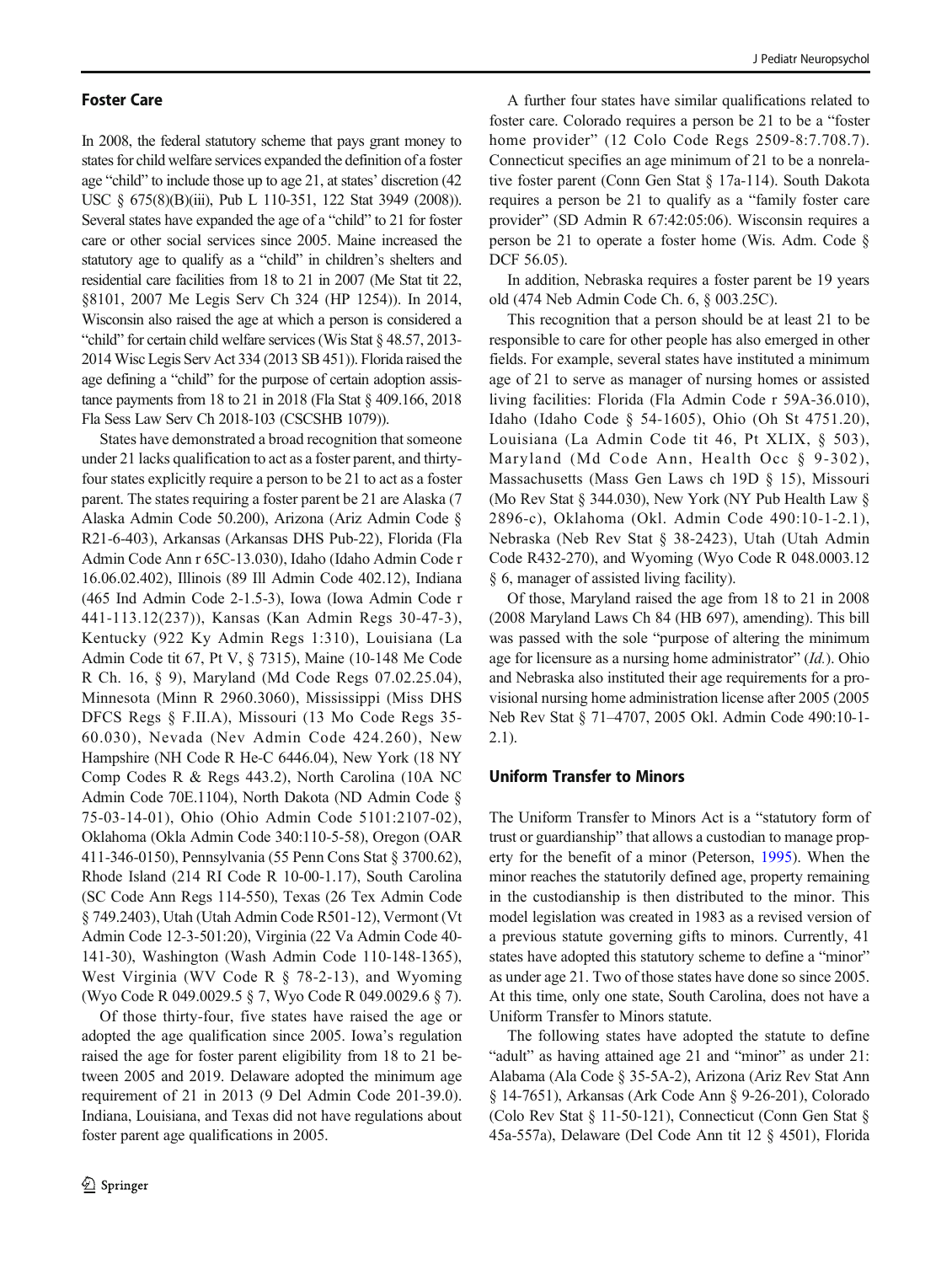## Foster Care

In 2008, the federal statutory scheme that pays grant money to states for child welfare services expanded the definition of a foster age "child" to include those up to age 21, at states' discretion (42 USC § 675(8)(B)(iii), Pub L 110-351, 122 Stat 3949 (2008)). Several states have expanded the age of a "child" to 21 for foster care or other social services since 2005. Maine increased the statutory age to qualify as a "child" in children's shelters and residential care facilities from 18 to 21 in 2007 (Me Stat tit 22, §8101, 2007 Me Legis Serv Ch 324 (HP 1254)). In 2014, Wisconsin also raised the age at which a person is considered a "child" for certain child welfare services (Wis Stat § 48.57, 2013-2014 Wisc Legis Serv Act 334 (2013 SB 451)). Florida raised the age defining a "child" for the purpose of certain adoption assistance payments from 18 to 21 in 2018 (Fla Stat § 409.166, 2018 Fla Sess Law Serv Ch 2018-103 (CSCSHB 1079)).

States have demonstrated a broad recognition that someone under 21 lacks qualification to act as a foster parent, and thirty-four states explicitly require a person to be 21 to act as a foster parent. The states requiring a foster parent be 21 are Alaska (7 Alaska Admin Code 50.200), Arizona (Ariz Admin Code § R21-6-403), Arkansas (Arkansas DHS Pub-22), Florida (Fla Admin Code Ann r 65C-13.030), Idaho (Idaho Admin Code r 16.06.02.402), Illinois (89 Ill Admin Code 402.12), Indiana (465 Ind Admin Code 2-1.5-3), Iowa (Iowa Admin Code r 441-113.12(237)), Kansas (Kan Admin Regs 30-47-3), Kentucky (922 Ky Admin Regs 1:310), Louisiana (La Admin Code tit 67, Pt V, § 7315), Maine (10-148 Me Code R Ch. 16, § 9), Maryland (Md Code Regs 07.02.25.04), Minnesota (Minn R 2960.3060), Mississippi (Miss DHS DFCS Regs § F.II.A), Missouri (13 Mo Code Regs 35-60.030), Nevada (Nev Admin Code 424.260), New Hampshire (NH Code R He-C 6446.04), New York (18 NY Comp Codes R & Regs 443.2), North Carolina (10A NC Admin Code 70E.1104), North Dakota (ND Admin Code § 75-03-14-01), Ohio (Ohio Admin Code 5101:2107-02), Oklahoma (Okla Admin Code 340:110-5-58), Oregon (OAR 411-346-0150), Pennsylvania (55 Penn Cons Stat § 3700.62), Rhode Island (214 RI Code R 10-00-1.17), South Carolina (SC Code Ann Regs 114-550), Texas (26 Tex Admin Code § 749.2403), Utah (Utah Admin Code R501-12), Vermont (Vt Admin Code 12-3-501:20), Virginia (22 Va Admin Code 40-141-30), Washington (Wash Admin Code 110-148-1365), West Virginia (WV Code R § 78-2-13), and Wyoming (Wyo Code R 049.0029.5 § 7, Wyo Code R 049.0029.6 § 7).

Of those thirty-four, five states have raised the age or adopted the age qualification since 2005. Iowa's regulation raised the age for foster parent eligibility from 18 to 21 between 2005 and 2019. Delaware adopted the minimum age requirement of 21 in 2013 (9 Del Admin Code 201-39.0). Indiana, Louisiana, and Texas did not have regulations about foster parent age qualifications in 2005.

A further four states have similar qualifications related to foster care. Colorado requires a person be 21 to be a "foster home provider" (12 Colo Code Regs 2509-8:7.708.7). Connecticut specifies an age minimum of 21 to be a nonrelative foster parent (Conn Gen Stat § 17a-114). South Dakota requires a person be 21 to qualify as a "family foster care provider" (SD Admin R 67:42:05:06). Wisconsin requires a person be 21 to operate a foster home (Wis. Adm. Code § DCF 56.05).

In addition, Nebraska requires a foster parent be 19 years old (474 Neb Admin Code Ch. 6, § 003.25C).

This recognition that a person should be at least 21 to be responsible to care for other people has also emerged in other fields. For example, several states have instituted a minimum age of 21 to serve as manager of nursing homes or assisted living facilities: Florida (Fla Admin Code r 59A-36.010), Idaho (Idaho Code § 54-1605), Ohio (Oh St 4751.20), Louisiana (La Admin Code tit 46, Pt XLIX, § 503), Maryland (Md Code Ann, Health Occ § 9-302), Massachusetts (Mass Gen Laws ch 19D § 15), Missouri (Mo Rev Stat § 344.030), New York (NY Pub Health Law § 2896-c), Oklahoma (Okl. Admin Code 490:10-1-2.1), Nebraska (Neb Rev Stat § 38-2423), Utah (Utah Admin Code R432-270), and Wyoming (Wyo Code R 048.0003.12 § 6, manager of assisted living facility).

Of those, Maryland raised the age from 18 to 21 in 2008 (2008 Maryland Laws Ch 84 (HB 697), amending). This bill was passed with the sole "purpose of altering the minimum age for licensure as a nursing home administrator" (*Id.*). Ohio and Nebraska also instituted their age requirements for a provisional nursing home administration license after 2005 (2005 Neb Rev Stat § 71–4707, 2005 Okl. Admin Code 490:10-1-2.1).

## Uniform Transfer to Minors

The Uniform Transfer to Minors Act is a "statutory form of trust or guardianship" that allows a custodian to manage property for the benefit of a minor (Peterson, 1995). When the minor reaches the statutorily defined age, property remaining in the custodianship is then distributed to the minor. This model legislation was created in 1983 as a revised version of a previous statute governing gifts to minors. Currently, 41 states have adopted this statutory scheme to define a "minor" as under age 21. Two of those states have done so since 2005. At this time, only one state, South Carolina, does not have a Uniform Transfer to Minors statute.

The following states have adopted the statute to define "adult" as having attained age 21 and "minor" as under 21: Alabama (Ala Code § 35-5A-2), Arizona (Ariz Rev Stat Ann § 14-7651), Arkansas (Ark Code Ann § 9-26-201), Colorado (Colo Rev Stat § 11-50-121), Connecticut (Conn Gen Stat § 45a-557a), Delaware (Del Code Ann tit 12 § 4501), Florida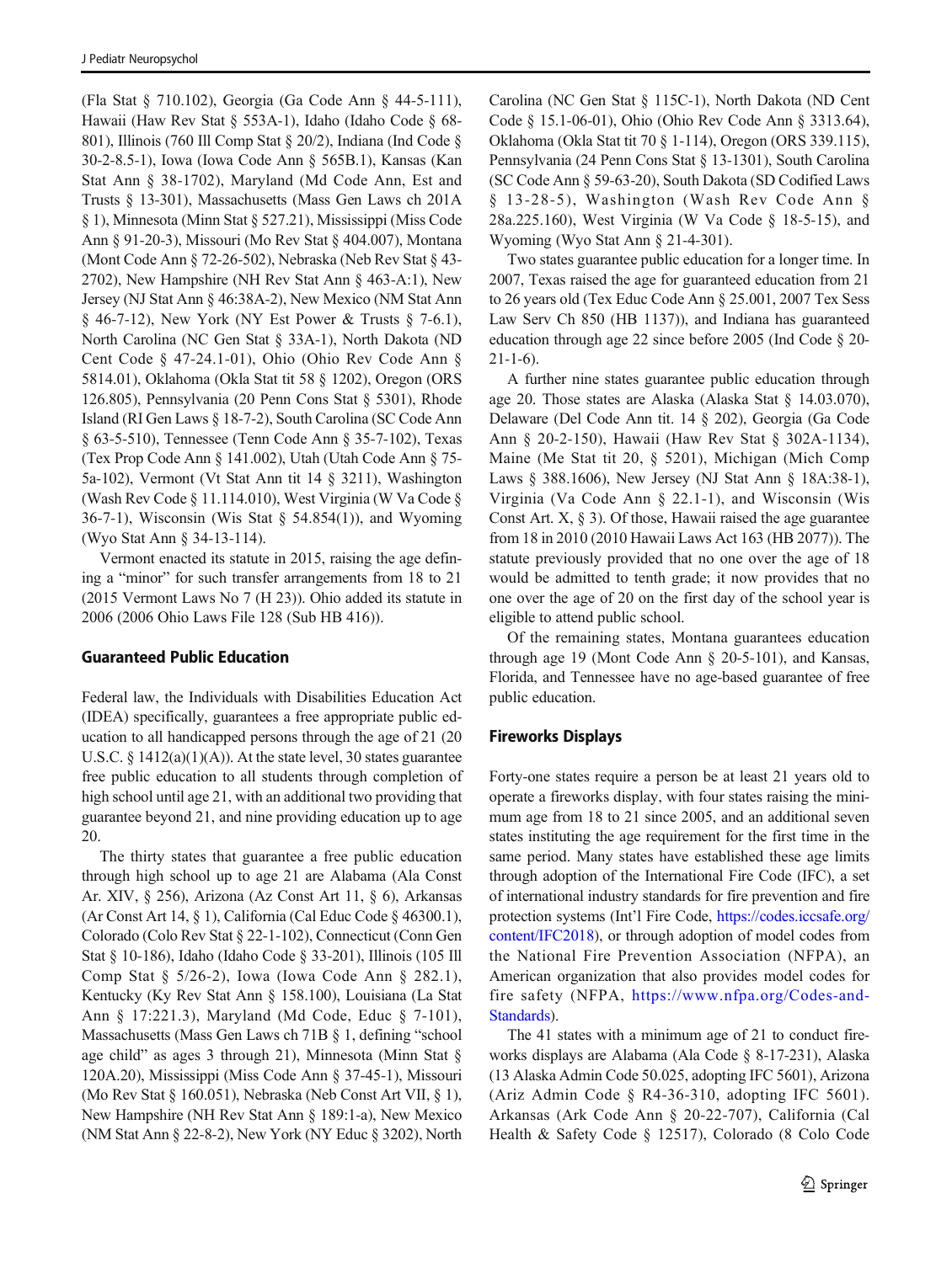(Fla Stat § 710.102), Georgia (Ga Code Ann § 44-5-111), Hawaii (Haw Rev Stat § 553A-1), Idaho (Idaho Code § 68-801), Illinois (760 Ill Comp Stat § 20/2), Indiana (Ind Code § 30-2-8.5-1), Iowa (Iowa Code Ann § 565B.1), Kansas (Kan Stat Ann § 38-1702), Maryland (Md Code Ann, Est and Trusts § 13-301), Massachusetts (Mass Gen Laws ch 201A § 1), Minnesota (Minn Stat § 527.21), Mississippi (Miss Code Ann § 91-20-3), Missouri (Mo Rev Stat § 404.007), Montana (Mont Code Ann § 72-26-502), Nebraska (Neb Rev Stat § 43-2702), New Hampshire (NH Rev Stat Ann § 463-A:1), New Jersey (NJ Stat Ann § 46:38A-2), New Mexico (NM Stat Ann § 46-7-12), New York (NY Est Power & Trusts § 7-6.1), North Carolina (NC Gen Stat § 33A-1), North Dakota (ND Cent Code § 47-24.1-01), Ohio (Ohio Rev Code Ann § 5814.01), Oklahoma (Okla Stat tit 58 § 1202), Oregon (ORS 126.805), Pennsylvania (20 Penn Cons Stat § 5301), Rhode Island (RI Gen Laws § 18-7-2), South Carolina (SC Code Ann § 63-5-510), Tennessee (Tenn Code Ann § 35-7-102), Texas (Tex Prop Code Ann § 141.002), Utah (Utah Code Ann § 75-5a-102), Vermont (Vt Stat Ann tit 14 § 3211), Washington (Wash Rev Code § 11.114.010), West Virginia (W Va Code § 36-7-1), Wisconsin (Wis Stat § 54.854(1)), and Wyoming (Wyo Stat Ann § 34-13-114).

Vermont enacted its statute in 2015, raising the age defining a "minor" for such transfer arrangements from 18 to 21 (2015 Vermont Laws No 7 (H 23)). Ohio added its statute in 2006 (2006 Ohio Laws File 128 (Sub HB 416)).

## Guaranteed Public Education

Federal law, the Individuals with Disabilities Education Act (IDEA) specifically, guarantees a free appropriate public education to all handicapped persons through the age of 21 (20 U.S.C. § 1412(a)(1)(A)). At the state level, 30 states guarantee free public education to all students through completion of high school until age 21, with an additional two providing that guarantee beyond 21, and nine providing education up to age 20.

The thirty states that guarantee a free public education through high school up to age 21 are Alabama (Ala Const Ar. XIV, § 256), Arizona (Az Const Art 11, § 6), Arkansas (Ar Const Art 14, § 1), California (Cal Educ Code § 46300.1), Colorado (Colo Rev Stat § 22-1-102), Connecticut (Conn Gen Stat § 10-186), Idaho (Idaho Code § 33-201), Illinois (105 Ill Comp Stat § 5/26-2), Iowa (Iowa Code Ann § 282.1), Kentucky (Ky Rev Stat Ann § 158.100), Louisiana (La Stat Ann § 17:221.3), Maryland (Md Code, Educ § 7-101), Massachusetts (Mass Gen Laws ch 71B § 1, defining "school age child" as ages 3 through 21), Minnesota (Minn Stat § 120A.20), Mississippi (Miss Code Ann § 37-45-1), Missouri (Mo Rev Stat § 160.051), Nebraska (Neb Const Art VII, § 1), New Hampshire (NH Rev Stat Ann § 189:1-a), New Mexico (NM Stat Ann § 22-8-2), New York (NY Educ § 3202), North Carolina (NC Gen Stat § 115C-1), North Dakota (ND Cent Code § 15.1-06-01), Ohio (Ohio Rev Code Ann § 3313.64), Oklahoma (Okla Stat tit 70 § 1-114), Oregon (ORS 339.115), Pennsylvania (24 Penn Cons Stat § 13-1301), South Carolina (SC Code Ann § 59-63-20), South Dakota (SD Codified Laws § 13-28-5), Washington (Wash Rev Code Ann § 28a.225.160), West Virginia (W Va Code § 18-5-15), and Wyoming (Wyo Stat Ann § 21-4-301).

Two states guarantee public education for a longer time. In 2007, Texas raised the age for guaranteed education from 21 to 26 years old (Tex Educ Code Ann § 25.001, 2007 Tex Sess Law Serv Ch 850 (HB 1137)), and Indiana has guaranteed education through age 22 since before 2005 (Ind Code § 20-21-1-6).

A further nine states guarantee public education through age 20. Those states are Alaska (Alaska Stat § 14.03.070), Delaware (Del Code Ann tit. 14 § 202), Georgia (Ga Code Ann § 20-2-150), Hawaii (Haw Rev Stat § 302A-1134), Maine (Me Stat tit 20, § 5201), Michigan (Mich Comp Laws § 388.1606), New Jersey (NJ Stat Ann § 18A:38-1), Virginia (Va Code Ann § 22.1-1), and Wisconsin (Wis Const Art. X, § 3). Of those, Hawaii raised the age guarantee from 18 in 2010 (2010 Hawaii Laws Act 163 (HB 2077)). The statute previously provided that no one over the age of 18 would be admitted to tenth grade; it now provides that no one over the age of 20 on the first day of the school year is eligible to attend public school.

Of the remaining states, Montana guarantees education through age 19 (Mont Code Ann § 20-5-101), and Kansas, Florida, and Tennessee have no age-based guarantee of free public education.

## Fireworks Displays

Forty-one states require a person be at least 21 years old to operate a fireworks display, with four states raising the minimum age from 18 to 21 since 2005, and an additional seven states instituting the age requirement for the first time in the same period. Many states have established these age limits through adoption of the International Fire Code (IFC), a set of international industry standards for fire prevention and fire protection systems (Int'l Fire Code, https://codes.iccsafe.org/content/IFC2018), or through adoption of model codes from the National Fire Prevention Association (NFPA), an American organization that also provides model codes for fire safety (NFPA, https://www.nfpa.org/Codes-and-Standards).

The 41 states with a minimum age of 21 to conduct fireworks displays are Alabama (Ala Code § 8-17-231), Alaska (13 Alaska Admin Code 50.025, adopting IFC 5601), Arizona (Ariz Admin Code § R4-36-310, adopting IFC 5601). Arkansas (Ark Code Ann § 20-22-707), California (Cal Health & Safety Code § 12517), Colorado (8 Colo Code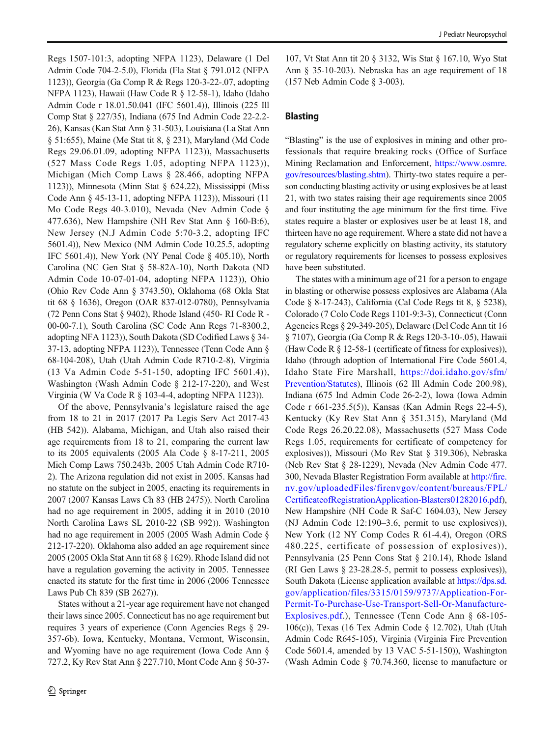Regs 1507-101:3, adopting NFPA 1123), Delaware (1 Del Admin Code 704-2-5.0), Florida (Fla Stat § 791.012 (NFPA 1123)), Georgia (Ga Comp R & Regs 120-3-22-.07, adopting NFPA 1123), Hawaii (Haw Code R § 12-58-1), Idaho (Idaho Admin Code r 18.01.50.041 (IFC 5601.4)), Illinois (225 Ill Comp Stat § 227/35), Indiana (675 Ind Admin Code 22-2.2-26), Kansas (Kan Stat Ann § 31-503), Louisiana (La Stat Ann § 51:655), Maine (Me Stat tit 8, § 231), Maryland (Md Code Regs 29.06.01.09, adopting NFPA 1123)), Massachusetts (527 Mass Code Regs 1.05, adopting NFPA 1123)), Michigan (Mich Comp Laws § 28.466, adopting NFPA 1123)), Minnesota (Minn Stat § 624.22), Mississippi (Miss Code Ann § 45-13-11, adopting NFPA 1123)), Missouri (11 Mo Code Regs 40-3.010), Nevada (Nev Admin Code § 477.636), New Hampshire (NH Rev Stat Ann § 160-B:6), New Jersey (N.J Admin Code 5:70-3.2, adopting IFC 5601.4)), New Mexico (NM Admin Code 10.25.5, adopting IFC 5601.4)), New York (NY Penal Code § 405.10), North Carolina (NC Gen Stat § 58-82A-10), North Dakota (ND Admin Code 10-07-01-04, adopting NFPA 1123)), Ohio (Ohio Rev Code Ann § 3743.50), Oklahoma (68 Okla Stat tit 68 § 1636), Oregon (OAR 837-012-0780), Pennsylvania (72 Penn Cons Stat § 9402), Rhode Island (450- RI Code R - 00-00-7.1), South Carolina (SC Code Ann Regs 71-8300.2, adopting NFA 1123)), South Dakota (SD Codified Laws § 34-37-13, adopting NFPA 1123)), Tennessee (Tenn Code Ann § 68-104-208), Utah (Utah Admin Code R710-2-8), Virginia (13 Va Admin Code 5-51-150, adopting IFC 5601.4)), Washington (Wash Admin Code § 212-17-220), and West Virginia (W Va Code R § 103-4-4, adopting NFPA 1123)).

Of the above, Pennsylvania's legislature raised the age from 18 to 21 in 2017 (2017 Pa Legis Serv Act 2017-43 (HB 542)). Alabama, Michigan, and Utah also raised their age requirements from 18 to 21, comparing the current law to its 2005 equivalents (2005 Ala Code § 8-17-211, 2005 Mich Comp Laws 750.243b, 2005 Utah Admin Code R710-2). The Arizona regulation did not exist in 2005. Kansas had no statute on the subject in 2005, enacting its requirements in 2007 (2007 Kansas Laws Ch 83 (HB 2475)). North Carolina had no age requirement in 2005, adding it in 2010 (2010 North Carolina Laws SL 2010-22 (SB 992)). Washington had no age requirement in 2005 (2005 Wash Admin Code § 212-17-220). Oklahoma also added an age requirement since 2005 (2005 Okla Stat Ann tit 68 § 1629). Rhode Island did not have a regulation governing the activity in 2005. Tennessee enacted its statute for the first time in 2006 (2006 Tennessee Laws Pub Ch 839 (SB 2627)).

States without a 21-year age requirement have not changed their laws since 2005. Connecticut has no age requirement but requires 3 years of experience (Conn Agencies Regs § 29-357-6b). Iowa, Kentucky, Montana, Vermont, Wisconsin, and Wyoming have no age requirement (Iowa Code Ann § 727.2, Ky Rev Stat Ann § 227.710, Mont Code Ann § 50-37-107, Vt Stat Ann tit 20 § 3132, Wis Stat § 167.10, Wyo Stat Ann § 35-10-203). Nebraska has an age requirement of 18 (157 Neb Admin Code § 3-003).

## Blasting

"Blasting" is the use of explosives in mining and other professionals that require breaking rocks (Office of Surface Mining Reclamation and Enforcement, https://www.osmre.gov/resources/blasting.shtm). Thirty-two states require a person conducting blasting activity or using explosives be at least 21, with two states raising their age requirements since 2005 and four instituting the age minimum for the first time. Five states require a blaster or explosives user be at least 18, and thirteen have no age requirement. Where a state did not have a regulatory scheme explicitly on blasting activity, its statutory or regulatory requirements for licenses to possess explosives have been substituted.

The states with a minimum age of 21 for a person to engage in blasting or otherwise possess explosives are Alabama (Ala Code § 8-17-243), California (Cal Code Regs tit 8, § 5238), Colorado (7 Colo Code Regs 1101-9:3-3), Connecticut (Conn Agencies Regs § 29-349-205), Delaware (Del Code Ann tit 16 § 7107), Georgia (Ga Comp R & Regs 120-3-10-.05), Hawaii (Haw Code R § 12-58-1 (certificate of fitness for explosives)), Idaho (through adoption of International Fire Code 5601.4, Idaho State Fire Marshall, https://doi.idaho.gov/sfm/Prevention/Statutes), Illinois (62 Ill Admin Code 200.98), Indiana (675 Ind Admin Code 26-2-2), Iowa (Iowa Admin Code r 661-235.5(5)), Kansas (Kan Admin Regs 22-4-5), Kentucky (Ky Rev Stat Ann § 351.315), Maryland (Md Code Regs 26.20.22.08), Massachusetts (527 Mass Code Regs 1.05, requirements for certificate of competency for explosives)), Missouri (Mo Rev Stat § 319.306), Nebraska (Neb Rev Stat § 28-1229), Nevada (Nev Admin Code 477.300, Nevada Blaster Registration Form available at http://fire.nv.gov/uploadedFiles/firenvgov/content/bureaus/FPL/CertificateofRegistrationApplication-Blasters01282016.pdf), New Hampshire (NH Code R Saf-C 1604.03), New Jersey (NJ Admin Code 12:190–3.6, permit to use explosives)), New York (12 NY Comp Codes R 61-4.4), Oregon (ORS 480.225, certificate of possession of explosives)), Pennsylvania (25 Penn Cons Stat § 210.14), Rhode Island (RI Gen Laws § 23-28.28-5, permit to possess explosives)), South Dakota (License application available at https://dps.sd.gov/application/files/3315/0159/9737/Application-For-Permit-To-Purchase-Use-Transport-Sell-Or-Manufacture-Explosives.pdf.), Tennessee (Tenn Code Ann § 68-105-106(c)), Texas (16 Tex Admin Code § 12.702), Utah (Utah Admin Code R645-105), Virginia (Virginia Fire Prevention Code 5601.4, amended by 13 VAC 5-51-150)), Washington (Wash Admin Code § 70.74.360, license to manufacture or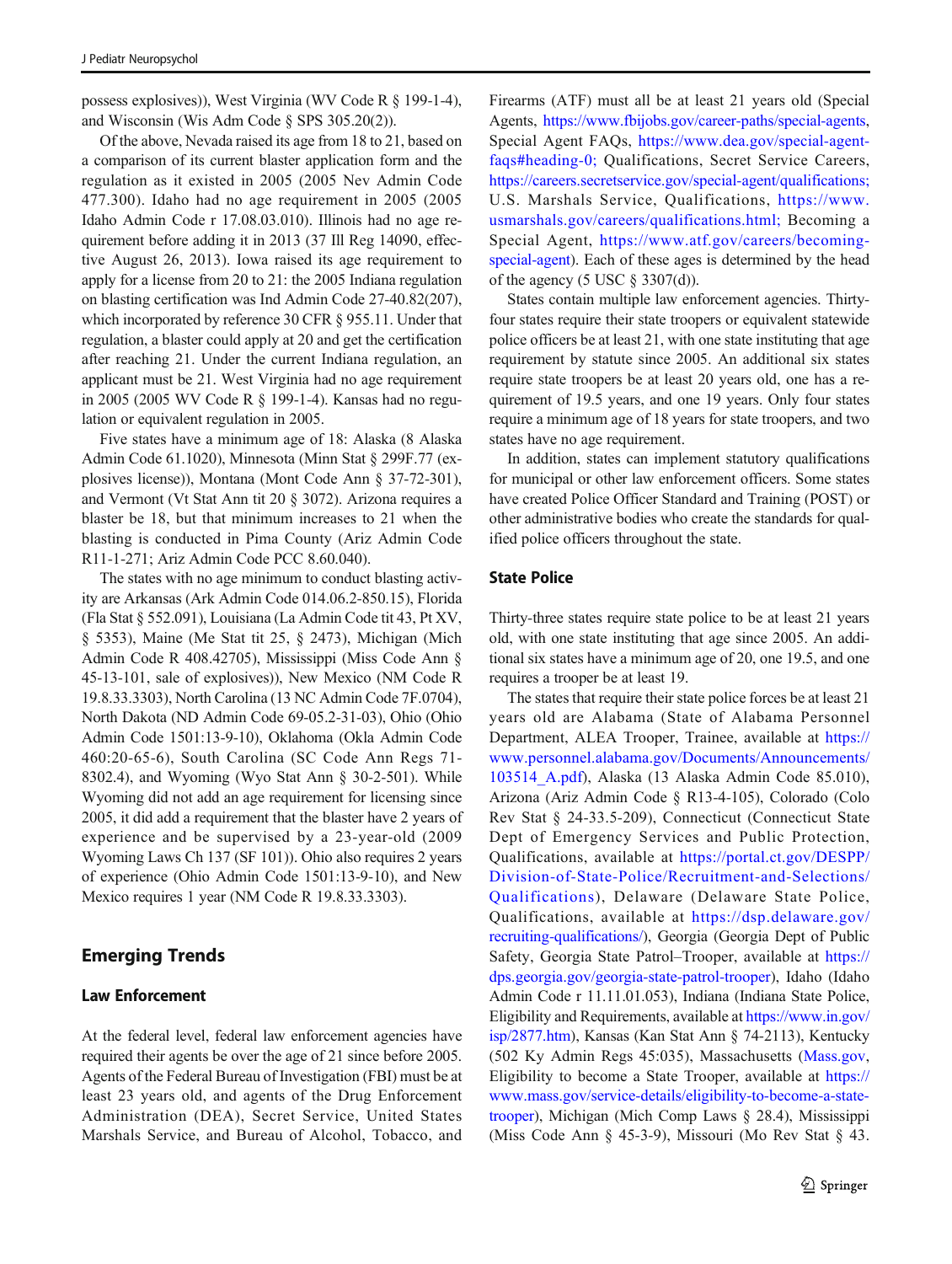possess explosives)), West Virginia (WV Code R § 199-1-4), and Wisconsin (Wis Adm Code § SPS 305.20(2)).

Of the above, Nevada raised its age from 18 to 21, based on a comparison of its current blaster application form and the regulation as it existed in 2005 (2005 Nev Admin Code 477.300). Idaho had no age requirement in 2005 (2005 Idaho Admin Code r 17.08.03.010). Illinois had no age requirement before adding it in 2013 (37 Ill Reg 14090, effective August 26, 2013). Iowa raised its age requirement to apply for a license from 20 to 21: the 2005 Indiana regulation on blasting certification was Ind Admin Code 27-40.82(207), which incorporated by reference 30 CFR § 955.11. Under that regulation, a blaster could apply at 20 and get the certification after reaching 21. Under the current Indiana regulation, an applicant must be 21. West Virginia had no age requirement in 2005 (2005 WV Code R § 199-1-4). Kansas had no regulation or equivalent regulation in 2005.

Five states have a minimum age of 18: Alaska (8 Alaska Admin Code 61.1020), Minnesota (Minn Stat § 299F.77 (explosives license)), Montana (Mont Code Ann § 37-72-301), and Vermont (Vt Stat Ann tit 20 § 3072). Arizona requires a blaster be 18, but that minimum increases to 21 when the blasting is conducted in Pima County (Ariz Admin Code R11-1-271; Ariz Admin Code PCC 8.60.040).

The states with no age minimum to conduct blasting activity are Arkansas (Ark Admin Code 014.06.2-850.15), Florida (Fla Stat § 552.091), Louisiana (La Admin Code tit 43, Pt XV, § 5353), Maine (Me Stat tit 25, § 2473), Michigan (Mich Admin Code R 408.42705), Mississippi (Miss Code Ann § 45-13-101, sale of explosives)), New Mexico (NM Code R 19.8.33.3303), North Carolina (13 NC Admin Code 7F.0704), North Dakota (ND Admin Code 69-05.2-31-03), Ohio (Ohio Admin Code 1501:13-9-10), Oklahoma (Okla Admin Code 460:20-65-6), South Carolina (SC Code Ann Regs 71-8302.4), and Wyoming (Wyo Stat Ann § 30-2-501). While Wyoming did not add an age requirement for licensing since 2005, it did add a requirement that the blaster have 2 years of experience and be supervised by a 23-year-old (2009 Wyoming Laws Ch 137 (SF 101)). Ohio also requires 2 years of experience (Ohio Admin Code 1501:13-9-10), and New Mexico requires 1 year (NM Code R 19.8.33.3303).

## Emerging Trends

### Law Enforcement

At the federal level, federal law enforcement agencies have required their agents be over the age of 21 since before 2005. Agents of the Federal Bureau of Investigation (FBI) must be at least 23 years old, and agents of the Drug Enforcement Administration (DEA), Secret Service, United States Marshals Service, and Bureau of Alcohol, Tobacco, and Firearms (ATF) must all be at least 21 years old (Special Agents, https://www.fbijobs.gov/career-paths/special-agents, Special Agent FAQs, https://www.dea.gov/special-agent-faqs#heading-0; Qualifications, Secret Service Careers, https://careers.secretservice.gov/special-agent/qualifications; U.S. Marshals Service, Qualifications, https://www.usmarshals.gov/careers/qualifications.html; Becoming a Special Agent, https://www.atf.gov/careers/becoming-special-agent). Each of these ages is determined by the head of the agency (5 USC § 3307(d)).

States contain multiple law enforcement agencies. Thirty-four states require their state troopers or equivalent statewide police officers be at least 21, with one state instituting that age requirement by statute since 2005. An additional six states require state troopers be at least 20 years old, one has a requirement of 19.5 years, and one 19 years. Only four states require a minimum age of 18 years for state troopers, and two states have no age requirement.

In addition, states can implement statutory qualifications for municipal or other law enforcement officers. Some states have created Police Officer Standard and Training (POST) or other administrative bodies who create the standards for qualified police officers throughout the state.

### State Police

Thirty-three states require state police to be at least 21 years old, with one state instituting that age since 2005. An additional six states have a minimum age of 20, one 19.5, and one requires a trooper be at least 19.

The states that require their state police forces be at least 21 years old are Alabama (State of Alabama Personnel Department, ALEA Trooper, Trainee, available at https://www.personnel.alabama.gov/Documents/Announcements/103514_A.pdf), Alaska (13 Alaska Admin Code 85.010), Arizona (Ariz Admin Code § R13-4-105), Colorado (Colo Rev Stat § 24-33.5-209), Connecticut (Connecticut State Dept of Emergency Services and Public Protection, Qualifications, available at https://portal.ct.gov/DESPP/Division-of-State-Police/Recruitment-and-Selections/Qualifications), Delaware (Delaware State Police, Qualifications, available at https://dsp.delaware.gov/recruiting-qualifications/), Georgia (Georgia Dept of Public Safety, Georgia State Patrol–Trooper, available at https://dps.georgia.gov/georgia-state-patrol-trooper), Idaho (Idaho Admin Code r 11.11.01.053), Indiana (Indiana State Police, Eligibility and Requirements, available at https://www.in.gov/isp/2877.htm), Kansas (Kan Stat Ann § 74-2113), Kentucky (502 Ky Admin Regs 45:035), Massachusetts (Mass.gov, Eligibility to become a State Trooper, available at https://www.mass.gov/service-details/eligibility-to-become-a-state-trooper), Michigan (Mich Comp Laws § 28.4), Mississippi (Miss Code Ann § 45-3-9), Missouri (Mo Rev Stat § 43.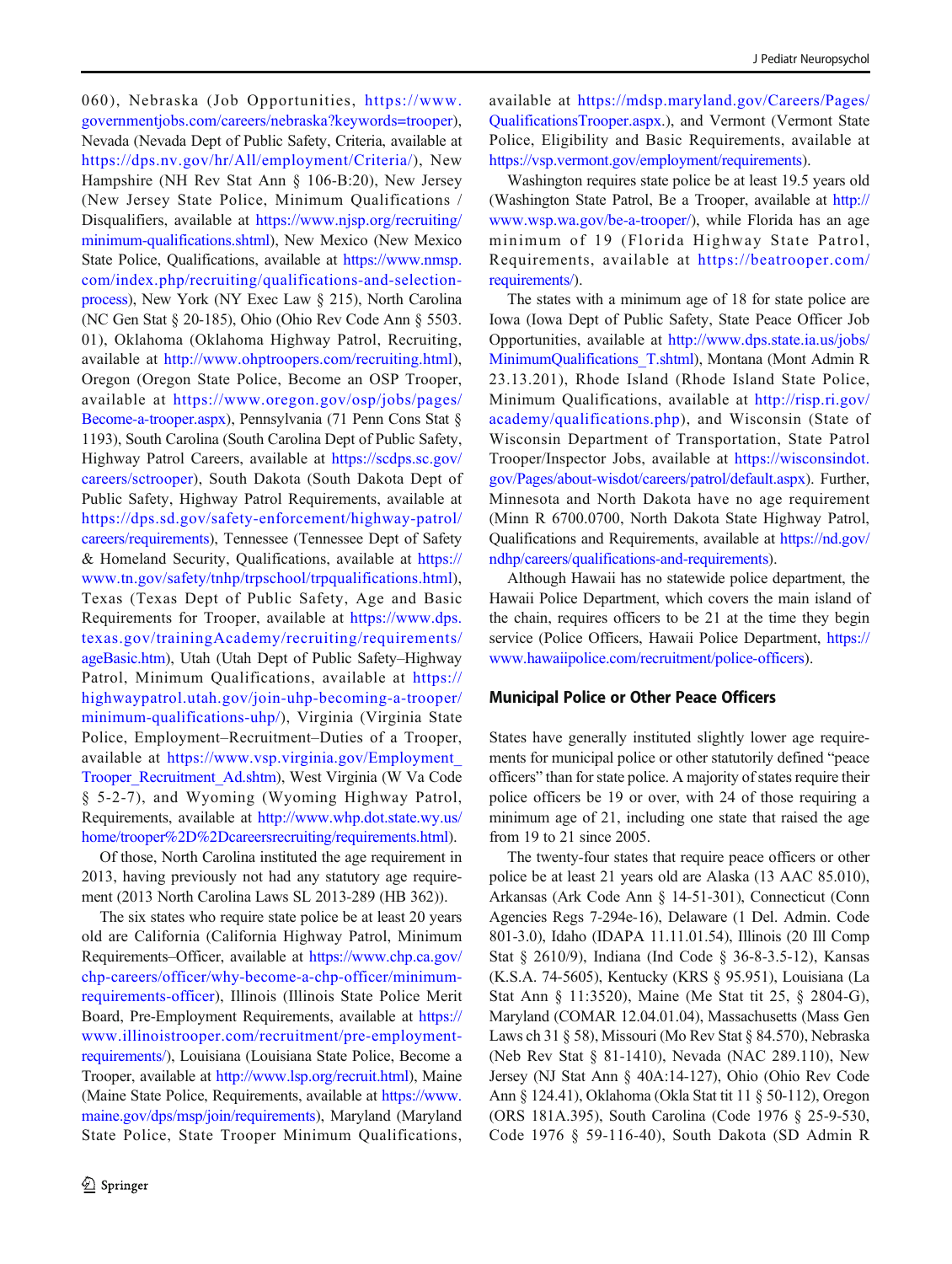060), Nebraska (Job Opportunities, https://www.governmentjobs.com/careers/nebraska?keywords=trooper), Nevada (Nevada Dept of Public Safety, Criteria, available at https://dps.nv.gov/hr/All/employment/Criteria/), New Hampshire (NH Rev Stat Ann § 106-B:20), New Jersey (New Jersey State Police, Minimum Qualifications / Disqualifiers, available at https://www.njsp.org/recruiting/minimum-qualifications.shtml), New Mexico (New Mexico State Police, Qualifications, available at https://www.nmsp.com/index.php/recruiting/qualifications-and-selection-process), New York (NY Exec Law § 215), North Carolina (NC Gen Stat § 20-185), Ohio (Ohio Rev Code Ann § 5503.01), Oklahoma (Oklahoma Highway Patrol, Recruiting, available at http://www.ohptroopers.com/recruiting.html), Oregon (Oregon State Police, Become an OSP Trooper, available at https://www.oregon.gov/osp/jobs/pages/Become-a-trooper.aspx), Pennsylvania (71 Penn Cons Stat § 1193), South Carolina (South Carolina Dept of Public Safety, Highway Patrol Careers, available at https://scdps.sc.gov/careers/sctrooper), South Dakota (South Dakota Dept of Public Safety, Highway Patrol Requirements, available at https://dps.sd.gov/safety-enforcement/highway-patrol/careers/requirements), Tennessee (Tennessee Dept of Safety & Homeland Security, Qualifications, available at https://www.tn.gov/safety/tnhp/trpschool/trpqualifications.html), Texas (Texas Dept of Public Safety, Age and Basic Requirements for Trooper, available at https://www.dps.texas.gov/trainingAcademy/recruiting/requirements/ageBasic.htm), Utah (Utah Dept of Public Safety–Highway Patrol, Minimum Qualifications, available at https://highwaypatrol.utah.gov/join-uhp-becoming-a-trooper/minimum-qualifications-uhp/), Virginia (Virginia State Police, Employment–Recruitment–Duties of a Trooper, available at https://www.vsp.virginia.gov/Employment_Trooper_Recruitment_Ad.shtm), West Virginia (W Va Code § 5-2-7), and Wyoming (Wyoming Highway Patrol, Requirements, available at http://www.whp.dot.state.wy.us/home/trooper%2D%2Dcareersrecruiting/requirements.html).

Of those, North Carolina instituted the age requirement in 2013, having previously not had any statutory age requirement (2013 North Carolina Laws SL 2013-289 (HB 362)).

The six states who require state police be at least 20 years old are California (California Highway Patrol, Minimum Requirements–Officer, available at https://www.chp.ca.gov/chp-careers/officer/why-become-a-chp-officer/minimum-requirements-officer), Illinois (Illinois State Police Merit Board, Pre-Employment Requirements, available at https://www.illinoistrooper.com/recruitment/pre-employment-requirements/), Louisiana (Louisiana State Police, Become a Trooper, available at http://www.lsp.org/recruit.html), Maine (Maine State Police, Requirements, available at https://www.maine.gov/dps/msp/join/requirements), Maryland (Maryland State Police, State Trooper Minimum Qualifications, available at https://mdsp.maryland.gov/Careers/Pages/QualificationsTrooper.aspx.), and Vermont (Vermont State Police, Eligibility and Basic Requirements, available at https://vsp.vermont.gov/employment/requirements).

Washington requires state police be at least 19.5 years old (Washington State Patrol, Be a Trooper, available at http://www.wsp.wa.gov/be-a-trooper/), while Florida has an age minimum of 19 (Florida Highway State Patrol, Requirements, available at https://beatrooper.com/requirements/).

The states with a minimum age of 18 for state police are Iowa (Iowa Dept of Public Safety, State Peace Officer Job Opportunities, available at http://www.dps.state.ia.us/jobs/MinimumQualifications_T.shtml), Montana (Mont Admin R 23.13.201), Rhode Island (Rhode Island State Police, Minimum Qualifications, available at http://risp.ri.gov/academy/qualifications.php), and Wisconsin (State of Wisconsin Department of Transportation, State Patrol Trooper/Inspector Jobs, available at https://wisconsindot.gov/Pages/about-wisdot/careers/patrol/default.aspx). Further, Minnesota and North Dakota have no age requirement (Minn R 6700.0700, North Dakota State Highway Patrol, Qualifications and Requirements, available at https://nd.gov/ndhp/careers/qualifications-and-requirements).

Although Hawaii has no statewide police department, the Hawaii Police Department, which covers the main island of the chain, requires officers to be 21 at the time they begin service (Police Officers, Hawaii Police Department, https://www.hawaiipolice.com/recruitment/police-officers).

### Municipal Police or Other Peace Officers

States have generally instituted slightly lower age requirements for municipal police or other statutorily defined "peace officers" than for state police. A majority of states require their police officers be 19 or over, with 24 of those requiring a minimum age of 21, including one state that raised the age from 19 to 21 since 2005.

The twenty-four states that require peace officers or other police be at least 21 years old are Alaska (13 AAC 85.010), Arkansas (Ark Code Ann § 14-51-301), Connecticut (Conn Agencies Regs 7-294e-16), Delaware (1 Del. Admin. Code 801-3.0), Idaho (IDAPA 11.11.01.54), Illinois (20 Ill Comp Stat § 2610/9), Indiana (Ind Code § 36-8-3.5-12), Kansas (K.S.A. 74-5605), Kentucky (KRS § 95.951), Louisiana (La Stat Ann § 11:3520), Maine (Me Stat tit 25, § 2804-G), Maryland (COMAR 12.04.01.04), Massachusetts (Mass Gen Laws ch 31 § 58), Missouri (Mo Rev Stat § 84.570), Nebraska (Neb Rev Stat § 81-1410), Nevada (NAC 289.110), New Jersey (NJ Stat Ann § 40A:14-127), Ohio (Ohio Rev Code Ann § 124.41), Oklahoma (Okla Stat tit 11 § 50-112), Oregon (ORS 181A.395), South Carolina (Code 1976 § 25-9-530, Code 1976 § 59-116-40), South Dakota (SD Admin R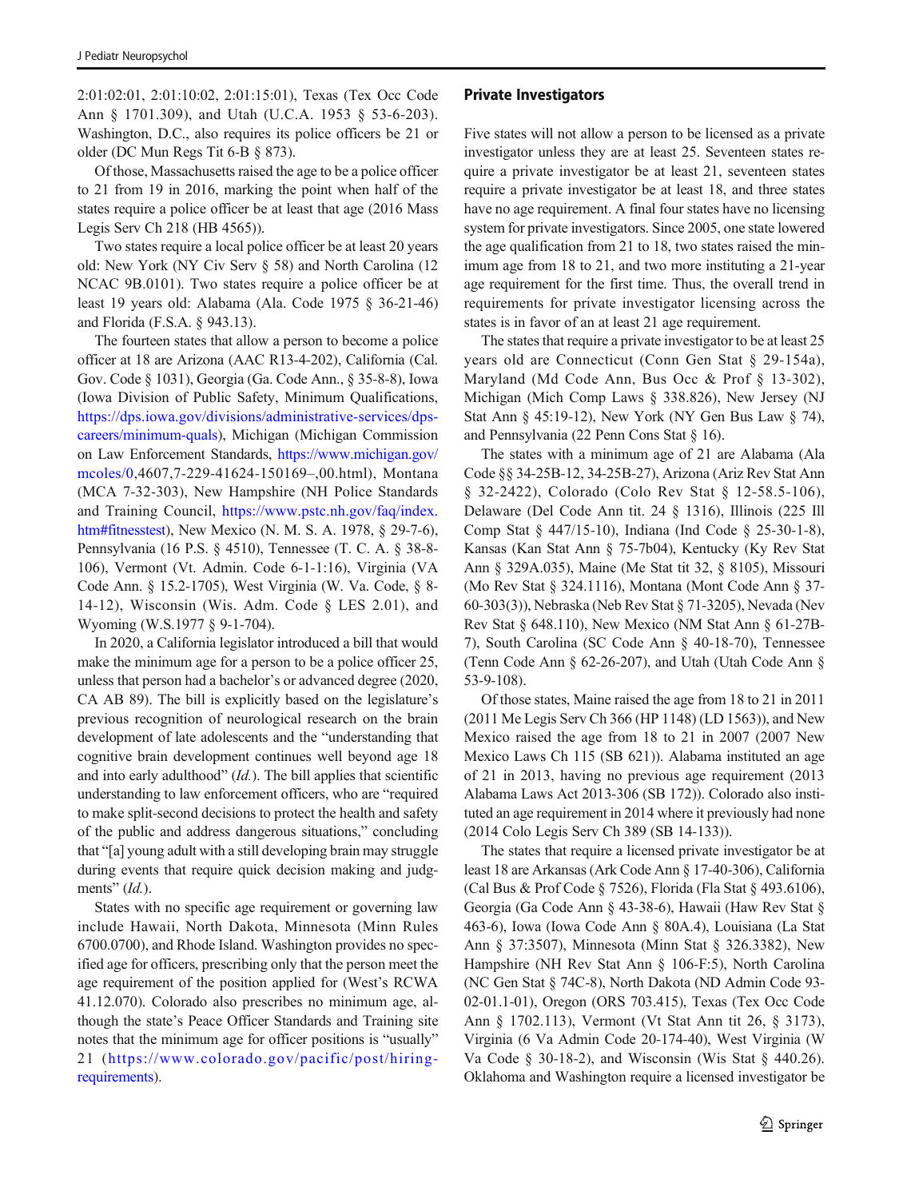2:01:02:01, 2:01:10:02, 2:01:15:01), Texas (Tex Occ Code Ann § 1701.309), and Utah (U.C.A. 1953 § 53-6-203). Washington, D.C., also requires its police officers be 21 or older (DC Mun Regs Tit 6-B § 873).

Of those, Massachusetts raised the age to be a police officer to 21 from 19 in 2016, marking the point when half of the states require a police officer be at least that age (2016 Mass Legis Serv Ch 218 (HB 4565)).

Two states require a local police officer be at least 20 years old: New York (NY Civ Serv § 58) and North Carolina (12 NCAC 9B.0101). Two states require a police officer be at least 19 years old: Alabama (Ala. Code 1975 § 36-21-46) and Florida (F.S.A. § 943.13).

The fourteen states that allow a person to become a police officer at 18 are Arizona (AAC R13-4-202), California (Cal. Gov. Code § 1031), Georgia (Ga. Code Ann., § 35-8-8), Iowa (Iowa Division of Public Safety, Minimum Qualifications, https://dps.iowa.gov/divisions/administrative-services/dps-careers/minimum-quals), Michigan (Michigan Commission on Law Enforcement Standards, https://www.michigan.gov/mcoles/0,4607,7-229-41624-150169–,00.html), Montana (MCA 7-32-303), New Hampshire (NH Police Standards and Training Council, https://www.pstc.nh.gov/faq/index.htm#fitnesstest), New Mexico (N. M. S. A. 1978, § 29-7-6), Pennsylvania (16 P.S. § 4510), Tennessee (T. C. A. § 38-8-106), Vermont (Vt. Admin. Code 6-1-1:16), Virginia (VA Code Ann. § 15.2-1705), West Virginia (W. Va. Code, § 8-14-12), Wisconsin (Wis. Adm. Code § LES 2.01), and Wyoming (W.S.1977 § 9-1-704).

In 2020, a California legislator introduced a bill that would make the minimum age for a person to be a police officer 25, unless that person had a bachelor's or advanced degree (2020, CA AB 89). The bill is explicitly based on the legislature's previous recognition of neurological research on the brain development of late adolescents and the "understanding that cognitive brain development continues well beyond age 18 and into early adulthood" (*Id.*). The bill applies that scientific understanding to law enforcement officers, who are "required to make split-second decisions to protect the health and safety of the public and address dangerous situations," concluding that "[a] young adult with a still developing brain may struggle during events that require quick decision making and judgments" (*Id.*).

States with no specific age requirement or governing law include Hawaii, North Dakota, Minnesota (Minn Rules 6700.0700), and Rhode Island. Washington provides no specified age for officers, prescribing only that the person meet the age requirement of the position applied for (West's RCWA 41.12.070). Colorado also prescribes no minimum age, although the state's Peace Officer Standards and Training site notes that the minimum age for officer positions is "usually" 21 (https://www.colorado.gov/pacific/post/hiring-requirements).

## Private Investigators

Five states will not allow a person to be licensed as a private investigator unless they are at least 25. Seventeen states require a private investigator be at least 21, seventeen states require a private investigator be at least 18, and three states have no age requirement. A final four states have no licensing system for private investigators. Since 2005, one state lowered the age qualification from 21 to 18, two states raised the minimum age from 18 to 21, and two more instituting a 21-year age requirement for the first time. Thus, the overall trend in requirements for private investigator licensing across the states is in favor of an at least 21 age requirement.

The states that require a private investigator to be at least 25 years old are Connecticut (Conn Gen Stat § 29-154a), Maryland (Md Code Ann, Bus Occ & Prof § 13-302), Michigan (Mich Comp Laws § 338.826), New Jersey (NJ Stat Ann § 45:19-12), New York (NY Gen Bus Law § 74), and Pennsylvania (22 Penn Cons Stat § 16).

The states with a minimum age of 21 are Alabama (Ala Code §§ 34-25B-12, 34-25B-27), Arizona (Ariz Rev Stat Ann § 32-2422), Colorado (Colo Rev Stat § 12-58.5-106), Delaware (Del Code Ann tit. 24 § 1316), Illinois (225 Ill Comp Stat § 447/15-10), Indiana (Ind Code § 25-30-1-8), Kansas (Kan Stat Ann § 75-7b04), Kentucky (Ky Rev Stat Ann § 329A.035), Maine (Me Stat tit 32, § 8105), Missouri (Mo Rev Stat § 324.1116), Montana (Mont Code Ann § 37-60-303(3)), Nebraska (Neb Rev Stat § 71-3205), Nevada (Nev Rev Stat § 648.110), New Mexico (NM Stat Ann § 61-27B-7), South Carolina (SC Code Ann § 40-18-70), Tennessee (Tenn Code Ann § 62-26-207), and Utah (Utah Code Ann § 53-9-108).

Of those states, Maine raised the age from 18 to 21 in 2011 (2011 Me Legis Serv Ch 366 (HP 1148) (LD 1563)), and New Mexico raised the age from 18 to 21 in 2007 (2007 New Mexico Laws Ch 115 (SB 621)). Alabama instituted an age of 21 in 2013, having no previous age requirement (2013 Alabama Laws Act 2013-306 (SB 172)). Colorado also instituted an age requirement in 2014 where it previously had none (2014 Colo Legis Serv Ch 389 (SB 14-133)).

The states that require a licensed private investigator be at least 18 are Arkansas (Ark Code Ann § 17-40-306), California (Cal Bus & Prof Code § 7526), Florida (Fla Stat § 493.6106), Georgia (Ga Code Ann § 43-38-6), Hawaii (Haw Rev Stat § 463-6), Iowa (Iowa Code Ann § 80A.4), Louisiana (La Stat Ann § 37:3507), Minnesota (Minn Stat § 326.3382), New Hampshire (NH Rev Stat Ann § 106-F:5), North Carolina (NC Gen Stat § 74C-8), North Dakota (ND Admin Code 93-02-01.1-01), Oregon (ORS 703.415), Texas (Tex Occ Code Ann § 1702.113), Vermont (Vt Stat Ann tit 26, § 3173), Virginia (6 Va Admin Code 20-174-40), West Virginia (W Va Code § 30-18-2), and Wisconsin (Wis Stat § 440.26). Oklahoma and Washington require a licensed investigator be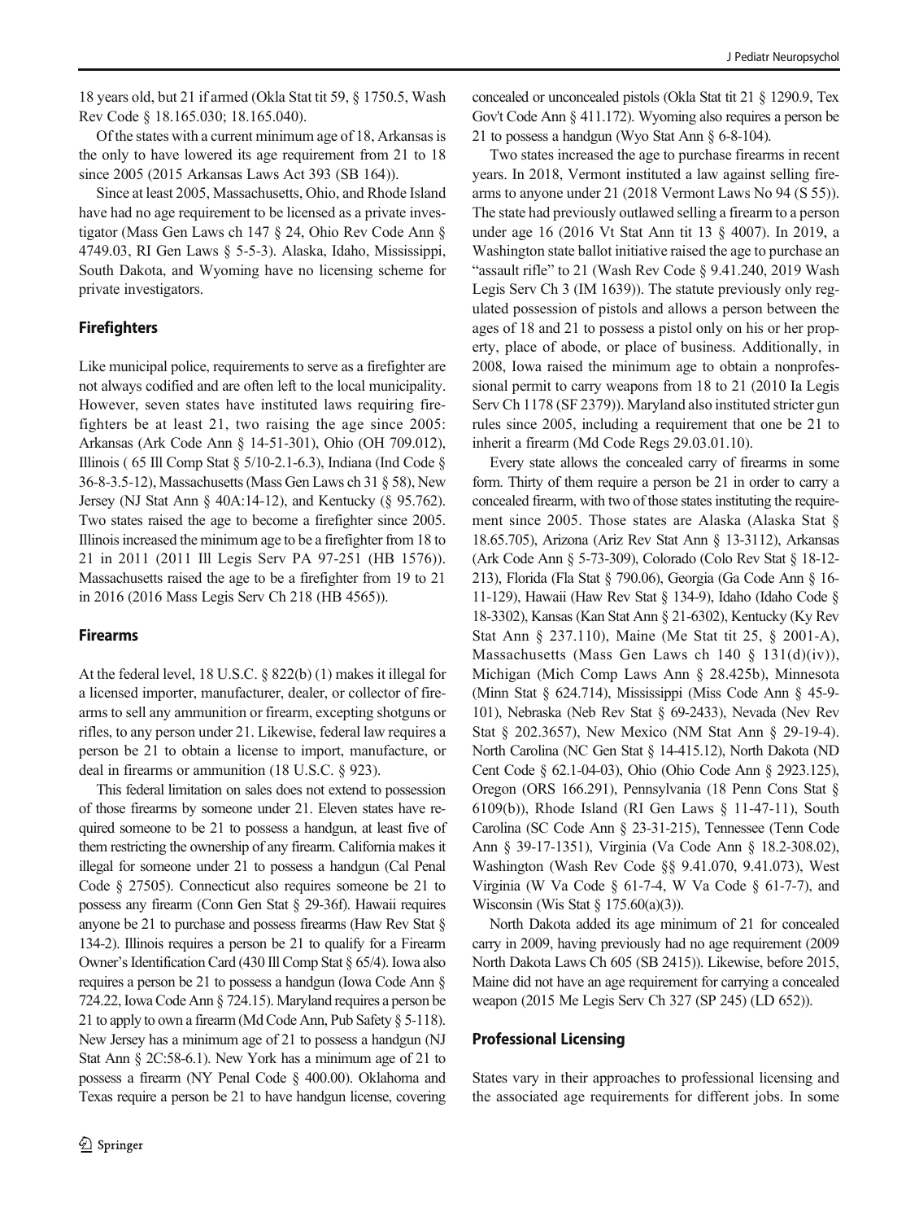18 years old, but 21 if armed (Okla Stat tit 59, § 1750.5, Wash Rev Code § 18.165.030; 18.165.040).

Of the states with a current minimum age of 18, Arkansas is the only to have lowered its age requirement from 21 to 18 since 2005 (2015 Arkansas Laws Act 393 (SB 164)).

Since at least 2005, Massachusetts, Ohio, and Rhode Island have had no age requirement to be licensed as a private investigator (Mass Gen Laws ch 147 § 24, Ohio Rev Code Ann § 4749.03, RI Gen Laws § 5-5-3). Alaska, Idaho, Mississippi, South Dakota, and Wyoming have no licensing scheme for private investigators.

## Firefighters

Like municipal police, requirements to serve as a firefighter are not always codified and are often left to the local municipality. However, seven states have instituted laws requiring firefighters be at least 21, two raising the age since 2005: Arkansas (Ark Code Ann § 14-51-301), Ohio (OH 709.012), Illinois ( 65 Ill Comp Stat § 5/10-2.1-6.3), Indiana (Ind Code § 36-8-3.5-12), Massachusetts (Mass Gen Laws ch 31 § 58), New Jersey (NJ Stat Ann § 40A:14-12), and Kentucky (§ 95.762). Two states raised the age to become a firefighter since 2005. Illinois increased the minimum age to be a firefighter from 18 to 21 in 2011 (2011 Ill Legis Serv PA 97-251 (HB 1576)). Massachusetts raised the age to be a firefighter from 19 to 21 in 2016 (2016 Mass Legis Serv Ch 218 (HB 4565)).

## Firearms

At the federal level, 18 U.S.C. § 822(b) (1) makes it illegal for a licensed importer, manufacturer, dealer, or collector of firearms to sell any ammunition or firearm, excepting shotguns or rifles, to any person under 21. Likewise, federal law requires a person be 21 to obtain a license to import, manufacture, or deal in firearms or ammunition (18 U.S.C. § 923).

This federal limitation on sales does not extend to possession of those firearms by someone under 21. Eleven states have required someone to be 21 to possess a handgun, at least five of them restricting the ownership of any firearm. California makes it illegal for someone under 21 to possess a handgun (Cal Penal Code § 27505). Connecticut also requires someone be 21 to possess any firearm (Conn Gen Stat § 29-36f). Hawaii requires anyone be 21 to purchase and possess firearms (Haw Rev Stat § 134-2). Illinois requires a person be 21 to qualify for a Firearm Owner's Identification Card (430 Ill Comp Stat § 65/4). Iowa also requires a person be 21 to possess a handgun (Iowa Code Ann § 724.22, Iowa Code Ann § 724.15). Maryland requires a person be 21 to apply to own a firearm (Md Code Ann, Pub Safety § 5-118). New Jersey has a minimum age of 21 to possess a handgun (NJ Stat Ann § 2C:58-6.1). New York has a minimum age of 21 to possess a firearm (NY Penal Code § 400.00). Oklahoma and Texas require a person be 21 to have handgun license, covering concealed or unconcealed pistols (Okla Stat tit 21 § 1290.9, Tex Gov't Code Ann § 411.172). Wyoming also requires a person be 21 to possess a handgun (Wyo Stat Ann § 6-8-104).

Two states increased the age to purchase firearms in recent years. In 2018, Vermont instituted a law against selling firearms to anyone under 21 (2018 Vermont Laws No 94 (S 55)). The state had previously outlawed selling a firearm to a person under age 16 (2016 Vt Stat Ann tit 13 § 4007). In 2019, a Washington state ballot initiative raised the age to purchase an "assault rifle" to 21 (Wash Rev Code § 9.41.240, 2019 Wash Legis Serv Ch 3 (IM 1639)). The statute previously only regulated possession of pistols and allows a person between the ages of 18 and 21 to possess a pistol only on his or her property, place of abode, or place of business. Additionally, in 2008, Iowa raised the minimum age to obtain a nonprofessional permit to carry weapons from 18 to 21 (2010 Ia Legis Serv Ch 1178 (SF 2379)). Maryland also instituted stricter gun rules since 2005, including a requirement that one be 21 to inherit a firearm (Md Code Regs 29.03.01.10).

Every state allows the concealed carry of firearms in some form. Thirty of them require a person be 21 in order to carry a concealed firearm, with two of those states instituting the requirement since 2005. Those states are Alaska (Alaska Stat § 18.65.705), Arizona (Ariz Rev Stat Ann § 13-3112), Arkansas (Ark Code Ann § 5-73-309), Colorado (Colo Rev Stat § 18-12-213), Florida (Fla Stat § 790.06), Georgia (Ga Code Ann § 16-11-129), Hawaii (Haw Rev Stat § 134-9), Idaho (Idaho Code § 18-3302), Kansas (Kan Stat Ann § 21-6302), Kentucky (Ky Rev Stat Ann § 237.110), Maine (Me Stat tit 25, § 2001-A), Massachusetts (Mass Gen Laws ch 140 § 131(d)(iv)), Michigan (Mich Comp Laws Ann § 28.425b), Minnesota (Minn Stat § 624.714), Mississippi (Miss Code Ann § 45-9-101), Nebraska (Neb Rev Stat § 69-2433), Nevada (Nev Rev Stat § 202.3657), New Mexico (NM Stat Ann § 29-19-4). North Carolina (NC Gen Stat § 14-415.12), North Dakota (ND Cent Code § 62.1-04-03), Ohio (Ohio Code Ann § 2923.125), Oregon (ORS 166.291), Pennsylvania (18 Penn Cons Stat § 6109(b)), Rhode Island (RI Gen Laws § 11-47-11), South Carolina (SC Code Ann § 23-31-215), Tennessee (Tenn Code Ann § 39-17-1351), Virginia (Va Code Ann § 18.2-308.02), Washington (Wash Rev Code §§ 9.41.070, 9.41.073), West Virginia (W Va Code § 61-7-4, W Va Code § 61-7-7), and Wisconsin (Wis Stat § 175.60(a)(3)).

North Dakota added its age minimum of 21 for concealed carry in 2009, having previously had no age requirement (2009 North Dakota Laws Ch 605 (SB 2415)). Likewise, before 2015, Maine did not have an age requirement for carrying a concealed weapon (2015 Me Legis Serv Ch 327 (SP 245) (LD 652)).

## Professional Licensing

States vary in their approaches to professional licensing and the associated age requirements for different jobs. In some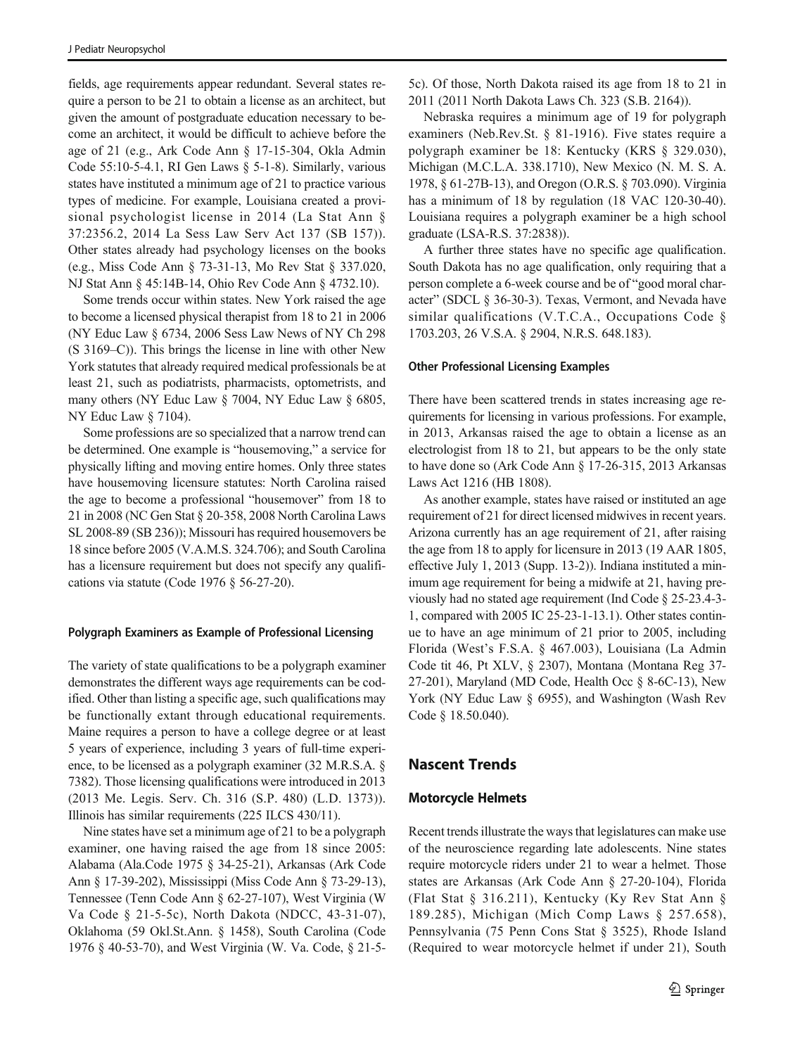fields, age requirements appear redundant. Several states require a person to be 21 to obtain a license as an architect, but given the amount of postgraduate education necessary to become an architect, it would be difficult to achieve before the age of 21 (e.g., Ark Code Ann § 17-15-304, Okla Admin Code 55:10-5-4.1, RI Gen Laws § 5-1-8). Similarly, various states have instituted a minimum age of 21 to practice various types of medicine. For example, Louisiana created a provisional psychologist license in 2014 (La Stat Ann § 37:2356.2, 2014 La Sess Law Serv Act 137 (SB 157)). Other states already had psychology licenses on the books (e.g., Miss Code Ann § 73-31-13, Mo Rev Stat § 337.020, NJ Stat Ann § 45:14B-14, Ohio Rev Code Ann § 4732.10).

Some trends occur within states. New York raised the age to become a licensed physical therapist from 18 to 21 in 2006 (NY Educ Law § 6734, 2006 Sess Law News of NY Ch 298 (S 3169–C)). This brings the license in line with other New York statutes that already required medical professionals be at least 21, such as podiatrists, pharmacists, optometrists, and many others (NY Educ Law § 7004, NY Educ Law § 6805, NY Educ Law § 7104).

Some professions are so specialized that a narrow trend can be determined. One example is "housemoving," a service for physically lifting and moving entire homes. Only three states have housemoving licensure statutes: North Carolina raised the age to become a professional "housemover" from 18 to 21 in 2008 (NC Gen Stat § 20-358, 2008 North Carolina Laws SL 2008-89 (SB 236)); Missouri has required housemovers be 18 since before 2005 (V.A.M.S. 324.706); and South Carolina has a licensure requirement but does not specify any qualifications via statute (Code 1976 § 56-27-20).

#### Polygraph Examiners as Example of Professional Licensing

The variety of state qualifications to be a polygraph examiner demonstrates the different ways age requirements can be codified. Other than listing a specific age, such qualifications may be functionally extant through educational requirements. Maine requires a person to have a college degree or at least 5 years of experience, including 3 years of full-time experience, to be licensed as a polygraph examiner (32 M.R.S.A. § 7382). Those licensing qualifications were introduced in 2013 (2013 Me. Legis. Serv. Ch. 316 (S.P. 480) (L.D. 1373)). Illinois has similar requirements (225 ILCS 430/11).

Nine states have set a minimum age of 21 to be a polygraph examiner, one having raised the age from 18 since 2005: Alabama (Ala.Code 1975 § 34-25-21), Arkansas (Ark Code Ann § 17-39-202), Mississippi (Miss Code Ann § 73-29-13), Tennessee (Tenn Code Ann § 62-27-107), West Virginia (W Va Code § 21-5-5c), North Dakota (NDCC, 43-31-07), Oklahoma (59 Okl.St.Ann. § 1458), South Carolina (Code 1976 § 40-53-70), and West Virginia (W. Va. Code, § 21-5-5c). Of those, North Dakota raised its age from 18 to 21 in 2011 (2011 North Dakota Laws Ch. 323 (S.B. 2164)).

Nebraska requires a minimum age of 19 for polygraph examiners (Neb.Rev.St. § 81-1916). Five states require a polygraph examiner be 18: Kentucky (KRS § 329.030), Michigan (M.C.L.A. 338.1710), New Mexico (N. M. S. A. 1978, § 61-27B-13), and Oregon (O.R.S. § 703.090). Virginia has a minimum of 18 by regulation (18 VAC 120-30-40). Louisiana requires a polygraph examiner be a high school graduate (LSA-R.S. 37:2838)).

A further three states have no specific age qualification. South Dakota has no age qualification, only requiring that a person complete a 6-week course and be of "good moral character" (SDCL § 36-30-3). Texas, Vermont, and Nevada have similar qualifications (V.T.C.A., Occupations Code § 1703.203, 26 V.S.A. § 2904, N.R.S. 648.183).

#### Other Professional Licensing Examples

There have been scattered trends in states increasing age requirements for licensing in various professions. For example, in 2013, Arkansas raised the age to obtain a license as an electrologist from 18 to 21, but appears to be the only state to have done so (Ark Code Ann § 17-26-315, 2013 Arkansas Laws Act 1216 (HB 1808).

As another example, states have raised or instituted an age requirement of 21 for direct licensed midwives in recent years. Arizona currently has an age requirement of 21, after raising the age from 18 to apply for licensure in 2013 (19 AAR 1805, effective July 1, 2013 (Supp. 13-2)). Indiana instituted a minimum age requirement for being a midwife at 21, having previously had no stated age requirement (Ind Code § 25-23.4-3-1, compared with 2005 IC 25-23-1-13.1). Other states continue to have an age minimum of 21 prior to 2005, including Florida (West's F.S.A. § 467.003), Louisiana (La Admin Code tit 46, Pt XLV, § 2307), Montana (Montana Reg 37-27-201), Maryland (MD Code, Health Occ § 8-6C-13), New York (NY Educ Law § 6955), and Washington (Wash Rev Code § 18.50.040).

## Nascent Trends

### Motorcycle Helmets

Recent trends illustrate the ways that legislatures can make use of the neuroscience regarding late adolescents. Nine states require motorcycle riders under 21 to wear a helmet. Those states are Arkansas (Ark Code Ann § 27-20-104), Florida (Flat Stat § 316.211), Kentucky (Ky Rev Stat Ann § 189.285), Michigan (Mich Comp Laws § 257.658), Pennsylvania (75 Penn Cons Stat § 3525), Rhode Island (Required to wear motorcycle helmet if under 21), South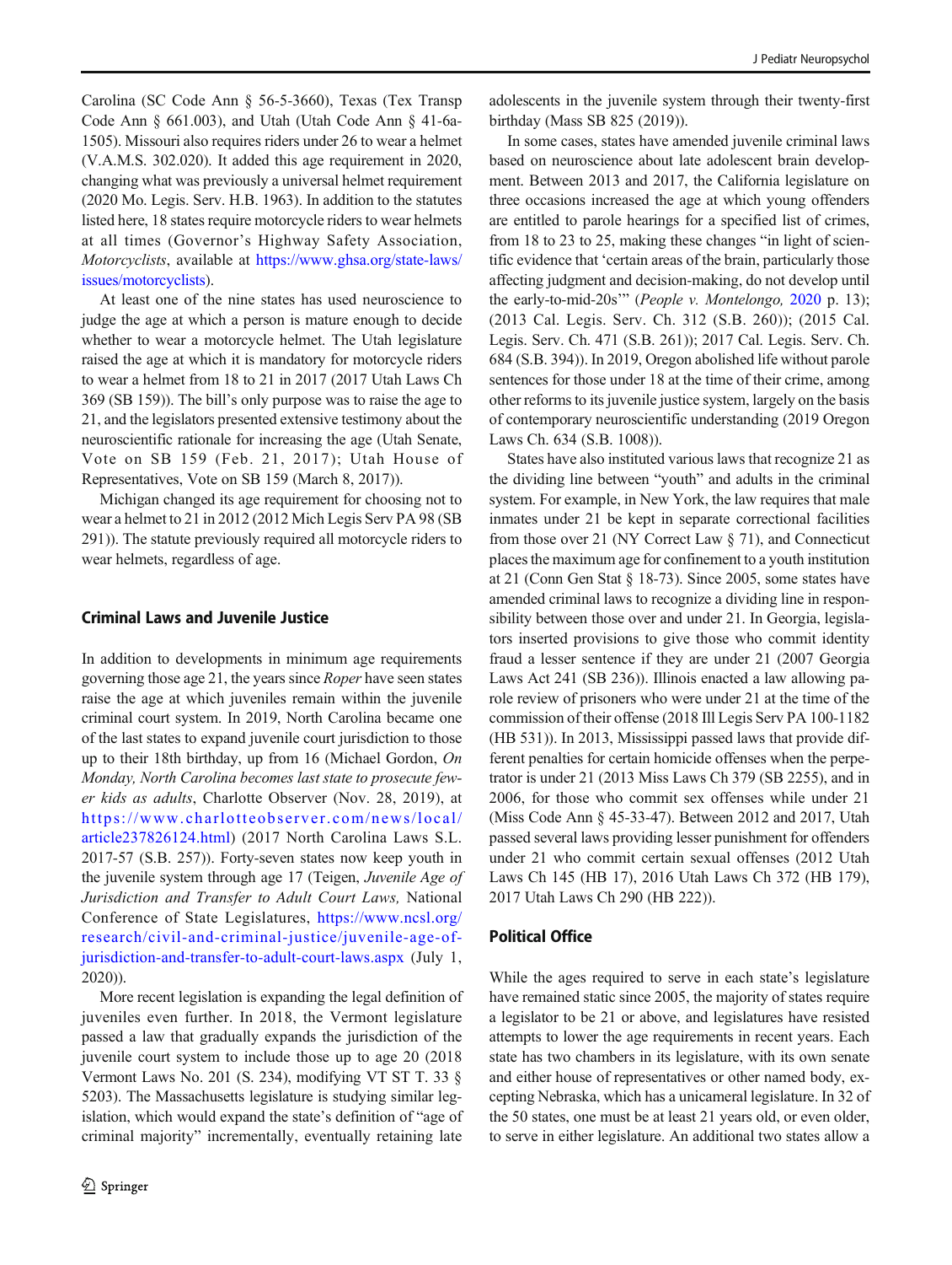Carolina (SC Code Ann § 56-5-3660), Texas (Tex Transp Code Ann § 661.003), and Utah (Utah Code Ann § 41-6a-1505). Missouri also requires riders under 26 to wear a helmet (V.A.M.S. 302.020). It added this age requirement in 2020, changing what was previously a universal helmet requirement (2020 Mo. Legis. Serv. H.B. 1963). In addition to the statutes listed here, 18 states require motorcycle riders to wear helmets at all times (Governor's Highway Safety Association, *Motorcyclists*, available at https://www.ghsa.org/state-laws/issues/motorcyclists).

At least one of the nine states has used neuroscience to judge the age at which a person is mature enough to decide whether to wear a motorcycle helmet. The Utah legislature raised the age at which it is mandatory for motorcycle riders to wear a helmet from 18 to 21 in 2017 (2017 Utah Laws Ch 369 (SB 159)). The bill's only purpose was to raise the age to 21, and the legislators presented extensive testimony about the neuroscientific rationale for increasing the age (Utah Senate, Vote on SB 159 (Feb. 21, 2017); Utah House of Representatives, Vote on SB 159 (March 8, 2017)).

Michigan changed its age requirement for choosing not to wear a helmet to 21 in 2012 (2012 Mich Legis Serv PA 98 (SB 291)). The statute previously required all motorcycle riders to wear helmets, regardless of age.

## Criminal Laws and Juvenile Justice

In addition to developments in minimum age requirements governing those age 21, the years since *Roper* have seen states raise the age at which juveniles remain within the juvenile criminal court system. In 2019, North Carolina became one of the last states to expand juvenile court jurisdiction to those up to their 18th birthday, up from 16 (Michael Gordon, *On Monday, North Carolina becomes last state to prosecute fewer kids as adults*, Charlotte Observer (Nov. 28, 2019), at https://www.charlotteobserver.com/news/local/article237826124.html) (2017 North Carolina Laws S.L. 2017-57 (S.B. 257)). Forty-seven states now keep youth in the juvenile system through age 17 (Teigen, *Juvenile Age of Jurisdiction and Transfer to Adult Court Laws,* National Conference of State Legislatures, https://www.ncsl.org/research/civil-and-criminal-justice/juvenile-age-of-jurisdiction-and-transfer-to-adult-court-laws.aspx (July 1, 2020)).

More recent legislation is expanding the legal definition of juveniles even further. In 2018, the Vermont legislature passed a law that gradually expands the jurisdiction of the juvenile court system to include those up to age 20 (2018 Vermont Laws No. 201 (S. 234), modifying VT ST T. 33 § 5203). The Massachusetts legislature is studying similar legislation, which would expand the state's definition of "age of criminal majority" incrementally, eventually retaining late adolescents in the juvenile system through their twenty-first birthday (Mass SB 825 (2019)).

In some cases, states have amended juvenile criminal laws based on neuroscience about late adolescent brain development. Between 2013 and 2017, the California legislature on three occasions increased the age at which young offenders are entitled to parole hearings for a specified list of crimes, from 18 to 23 to 25, making these changes "in light of scientific evidence that 'certain areas of the brain, particularly those affecting judgment and decision-making, do not develop until the early-to-mid-20s'" (*People v. Montelongo,* 2020 p. 13); (2013 Cal. Legis. Serv. Ch. 312 (S.B. 260)); (2015 Cal. Legis. Serv. Ch. 471 (S.B. 261)); 2017 Cal. Legis. Serv. Ch. 684 (S.B. 394)). In 2019, Oregon abolished life without parole sentences for those under 18 at the time of their crime, among other reforms to its juvenile justice system, largely on the basis of contemporary neuroscientific understanding (2019 Oregon Laws Ch. 634 (S.B. 1008)).

States have also instituted various laws that recognize 21 as the dividing line between "youth" and adults in the criminal system. For example, in New York, the law requires that male inmates under 21 be kept in separate correctional facilities from those over 21 (NY Correct Law § 71), and Connecticut places the maximum age for confinement to a youth institution at 21 (Conn Gen Stat § 18-73). Since 2005, some states have amended criminal laws to recognize a dividing line in responsibility between those over and under 21. In Georgia, legislators inserted provisions to give those who commit identity fraud a lesser sentence if they are under 21 (2007 Georgia Laws Act 241 (SB 236)). Illinois enacted a law allowing parole review of prisoners who were under 21 at the time of the commission of their offense (2018 Ill Legis Serv PA 100-1182 (HB 531)). In 2013, Mississippi passed laws that provide different penalties for certain homicide offenses when the perpetrator is under 21 (2013 Miss Laws Ch 379 (SB 2255), and in 2006, for those who commit sex offenses while under 21 (Miss Code Ann § 45-33-47). Between 2012 and 2017, Utah passed several laws providing lesser punishment for offenders under 21 who commit certain sexual offenses (2012 Utah Laws Ch 145 (HB 17), 2016 Utah Laws Ch 372 (HB 179), 2017 Utah Laws Ch 290 (HB 222)).

## Political Office

While the ages required to serve in each state's legislature have remained static since 2005, the majority of states require a legislator to be 21 or above, and legislatures have resisted attempts to lower the age requirements in recent years. Each state has two chambers in its legislature, with its own senate and either house of representatives or other named body, excepting Nebraska, which has a unicameral legislature. In 32 of the 50 states, one must be at least 21 years old, or even older, to serve in either legislature. An additional two states allow a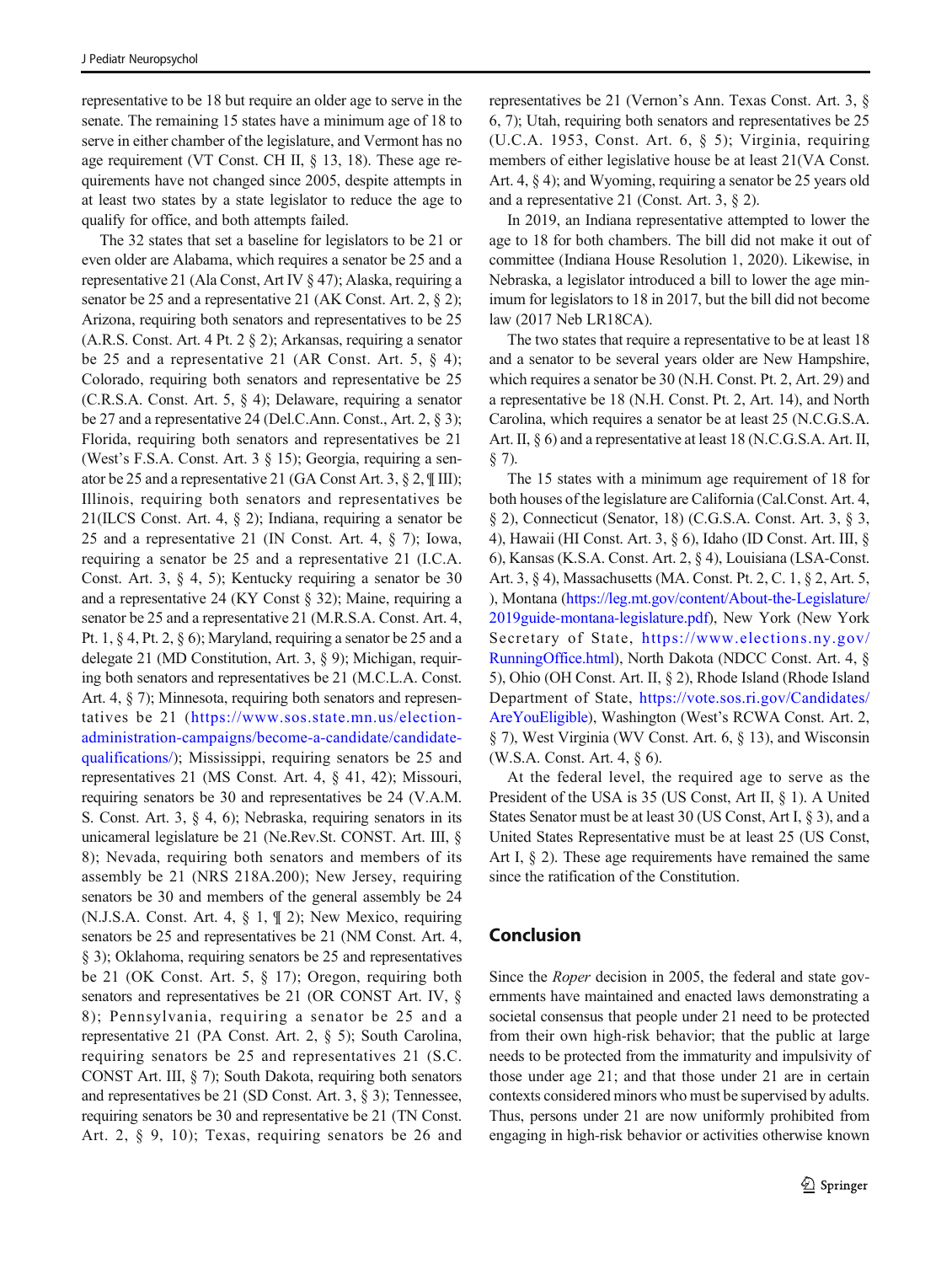representative to be 18 but require an older age to serve in the senate. The remaining 15 states have a minimum age of 18 to serve in either chamber of the legislature, and Vermont has no age requirement (VT Const. CH II, § 13, 18). These age requirements have not changed since 2005, despite attempts in at least two states by a state legislator to reduce the age to qualify for office, and both attempts failed.

The 32 states that set a baseline for legislators to be 21 or even older are Alabama, which requires a senator be 25 and a representative 21 (Ala Const, Art IV § 47); Alaska, requiring a senator be 25 and a representative 21 (AK Const. Art. 2, § 2); Arizona, requiring both senators and representatives to be 25 (A.R.S. Const. Art. 4 Pt. 2 § 2); Arkansas, requiring a senator be 25 and a representative 21 (AR Const. Art. 5, § 4); Colorado, requiring both senators and representative be 25 (C.R.S.A. Const. Art. 5, § 4); Delaware, requiring a senator be 27 and a representative 24 (Del.C.Ann. Const., Art. 2, § 3); Florida, requiring both senators and representatives be 21 (West's F.S.A. Const. Art. 3 § 15); Georgia, requiring a senator be 25 and a representative 21 (GA Const Art. 3, § 2, ¶ III); Illinois, requiring both senators and representatives be 21(ILCS Const. Art. 4, § 2); Indiana, requiring a senator be 25 and a representative 21 (IN Const. Art. 4, § 7); Iowa, requiring a senator be 25 and a representative 21 (I.C.A. Const. Art. 3, § 4, 5); Kentucky requiring a senator be 30 and a representative 24 (KY Const § 32); Maine, requiring a senator be 25 and a representative 21 (M.R.S.A. Const. Art. 4, Pt. 1, § 4, Pt. 2, § 6); Maryland, requiring a senator be 25 and a delegate 21 (MD Constitution, Art. 3, § 9); Michigan, requiring both senators and representatives be 21 (M.C.L.A. Const. Art. 4, § 7); Minnesota, requiring both senators and representatives be 21 (https://www.sos.state.mn.us/election-administration-campaigns/become-a-candidate/candidate-qualifications/); Mississippi, requiring senators be 25 and representatives 21 (MS Const. Art. 4, § 41, 42); Missouri, requiring senators be 30 and representatives be 24 (V.A.M.S. Const. Art. 3, § 4, 6); Nebraska, requiring senators in its unicameral legislature be 21 (Ne.Rev.St. CONST. Art. III, § 8); Nevada, requiring both senators and members of its assembly be 21 (NRS 218A.200); New Jersey, requiring senators be 30 and members of the general assembly be 24 (N.J.S.A. Const. Art. 4, § 1, ¶ 2); New Mexico, requiring senators be 25 and representatives be 21 (NM Const. Art. 4, § 3); Oklahoma, requiring senators be 25 and representatives be 21 (OK Const. Art. 5, § 17); Oregon, requiring both senators and representatives be 21 (OR CONST Art. IV, § 8); Pennsylvania, requiring a senator be 25 and a representative 21 (PA Const. Art. 2, § 5); South Carolina, requiring senators be 25 and representatives 21 (S.C. CONST Art. III, § 7); South Dakota, requiring both senators and representatives be 21 (SD Const. Art. 3, § 3); Tennessee, requiring senators be 30 and representative be 21 (TN Const. Art. 2, § 9, 10); Texas, requiring senators be 26 and representatives be 21 (Vernon's Ann. Texas Const. Art. 3, § 6, 7); Utah, requiring both senators and representatives be 25 (U.C.A. 1953, Const. Art. 6, § 5); Virginia, requiring members of either legislative house be at least 21(VA Const. Art. 4, § 4); and Wyoming, requiring a senator be 25 years old and a representative 21 (Const. Art. 3, § 2).

In 2019, an Indiana representative attempted to lower the age to 18 for both chambers. The bill did not make it out of committee (Indiana House Resolution 1, 2020). Likewise, in Nebraska, a legislator introduced a bill to lower the age minimum for legislators to 18 in 2017, but the bill did not become law (2017 Neb LR18CA).

The two states that require a representative to be at least 18 and a senator to be several years older are New Hampshire, which requires a senator be 30 (N.H. Const. Pt. 2, Art. 29) and a representative be 18 (N.H. Const. Pt. 2, Art. 14), and North Carolina, which requires a senator be at least 25 (N.C.G.S.A. Art. II, § 6) and a representative at least 18 (N.C.G.S.A. Art. II, § 7).

The 15 states with a minimum age requirement of 18 for both houses of the legislature are California (Cal.Const. Art. 4, § 2), Connecticut (Senator, 18) (C.G.S.A. Const. Art. 3, § 3, 4), Hawaii (HI Const. Art. 3, § 6), Idaho (ID Const. Art. III, § 6), Kansas (K.S.A. Const. Art. 2, § 4), Louisiana (LSA-Const. Art. 3, § 4), Massachusetts (MA. Const. Pt. 2, C. 1, § 2, Art. 5, ), Montana (https://leg.mt.gov/content/About-the-Legislature/2019guide-montana-legislature.pdf), New York (New York Secretary of State, https://www.elections.ny.gov/RunningOffice.html), North Dakota (NDCC Const. Art. 4, § 5), Ohio (OH Const. Art. II, § 2), Rhode Island (Rhode Island Department of State, https://vote.sos.ri.gov/Candidates/AreYouEligible), Washington (West's RCWA Const. Art. 2, § 7), West Virginia (WV Const. Art. 6, § 13), and Wisconsin (W.S.A. Const. Art. 4, § 6).

At the federal level, the required age to serve as the President of the USA is 35 (US Const, Art II, § 1). A United States Senator must be at least 30 (US Const, Art I, § 3), and a United States Representative must be at least 25 (US Const, Art I, § 2). These age requirements have remained the same since the ratification of the Constitution.

## Conclusion

Since the *Roper* decision in 2005, the federal and state governments have maintained and enacted laws demonstrating a societal consensus that people under 21 need to be protected from their own high-risk behavior; that the public at large needs to be protected from the immaturity and impulsivity of those under age 21; and that those under 21 are in certain contexts considered minors who must be supervised by adults. Thus, persons under 21 are now uniformly prohibited from engaging in high-risk behavior or activities otherwise known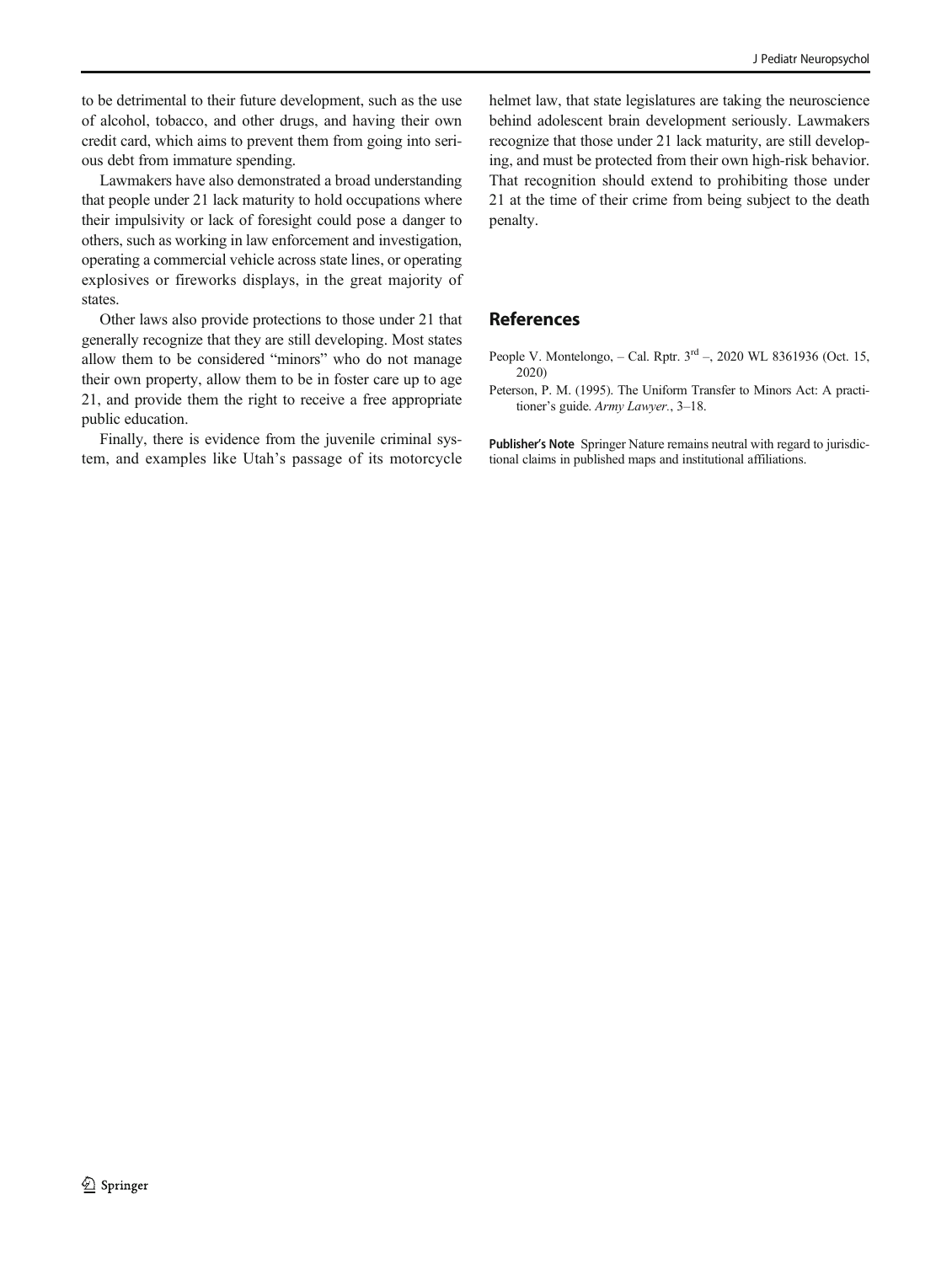to be detrimental to their future development, such as the use of alcohol, tobacco, and other drugs, and having their own credit card, which aims to prevent them from going into serious debt from immature spending.

Lawmakers have also demonstrated a broad understanding that people under 21 lack maturity to hold occupations where their impulsivity or lack of foresight could pose a danger to others, such as working in law enforcement and investigation, operating a commercial vehicle across state lines, or operating explosives or fireworks displays, in the great majority of states.

Other laws also provide protections to those under 21 that generally recognize that they are still developing. Most states allow them to be considered "minors" who do not manage their own property, allow them to be in foster care up to age 21, and provide them the right to receive a free appropriate public education.

Finally, there is evidence from the juvenile criminal system, and examples like Utah's passage of its motorcycle helmet law, that state legislatures are taking the neuroscience behind adolescent brain development seriously. Lawmakers recognize that those under 21 lack maturity, are still developing, and must be protected from their own high-risk behavior. That recognition should extend to prohibiting those under 21 at the time of their crime from being subject to the death penalty.

## References

People V. Montelongo, – Cal. Rptr. 3rd –, 2020 WL 8361936 (Oct. 15, 2020)

Peterson, P. M. (1995). The Uniform Transfer to Minors Act: A practitioner's guide. *Army Lawyer.*, 3–18.

**Publisher's Note** Springer Nature remains neutral with regard to jurisdictional claims in published maps and institutional affiliations.